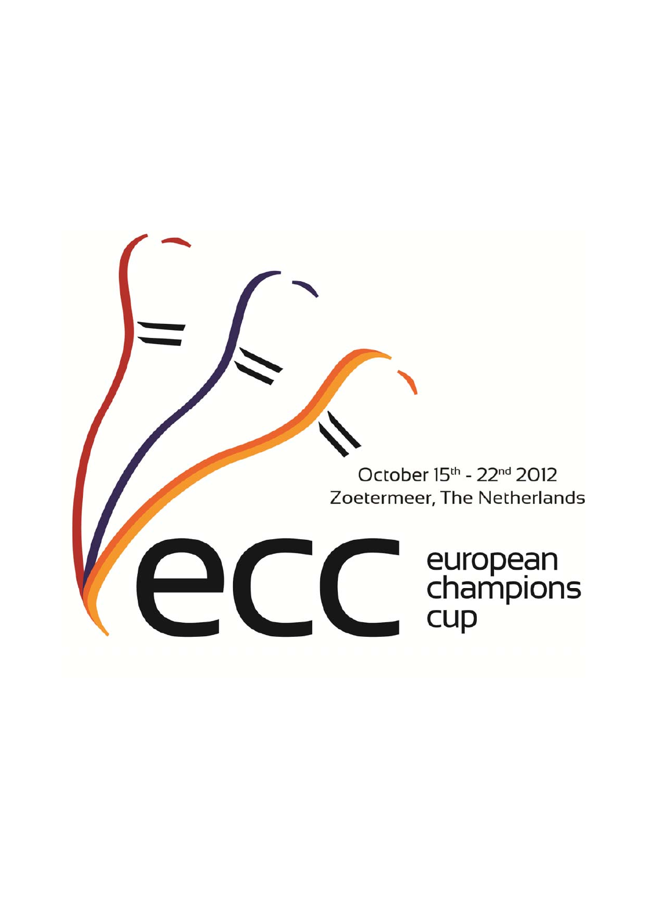October 15th - 22nd 2012

Zoetermeer, The Netherlands

# ecc

european champions cup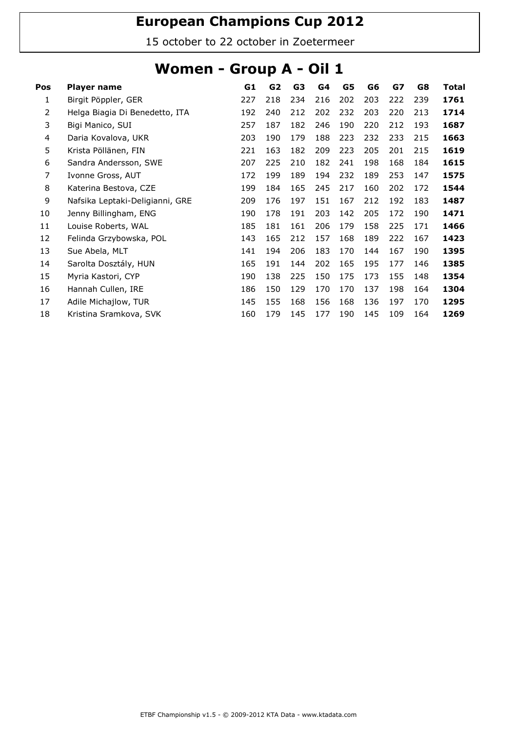# European Champions Cup 2012

15 october to 22 october in Zoetermeer

## Women - Group A - Oil 1

| Pos | Player name | G1 | G2 | G3 | G4 | G5 | G6 | G7 | G8 | Total |
|---|---|---|---|---|---|---|---|---|---|---|
| 1 | Birgit Pöppler, GER | 227 | 218 | 234 | 216 | 202 | 203 | 222 | 239 | **1761** |
| 2 | Helga Biagia Di Benedetto, ITA | 192 | 240 | 212 | 202 | 232 | 203 | 220 | 213 | **1714** |
| 3 | Bigi Manico, SUI | 257 | 187 | 182 | 246 | 190 | 220 | 212 | 193 | **1687** |
| 4 | Daria Kovalova, UKR | 203 | 190 | 179 | 188 | 223 | 232 | 233 | 215 | **1663** |
| 5 | Krista Pöllänen, FIN | 221 | 163 | 182 | 209 | 223 | 205 | 201 | 215 | **1619** |
| 6 | Sandra Andersson, SWE | 207 | 225 | 210 | 182 | 241 | 198 | 168 | 184 | **1615** |
| 7 | Ivonne Gross, AUT | 172 | 199 | 189 | 194 | 232 | 189 | 253 | 147 | **1575** |
| 8 | Katerina Bestova, CZE | 199 | 184 | 165 | 245 | 217 | 160 | 202 | 172 | **1544** |
| 9 | Nafsika Leptaki-Deligianni, GRE | 209 | 176 | 197 | 151 | 167 | 212 | 192 | 183 | **1487** |
| 10 | Jenny Billingham, ENG | 190 | 178 | 191 | 203 | 142 | 205 | 172 | 190 | **1471** |
| 11 | Louise Roberts, WAL | 185 | 181 | 161 | 206 | 179 | 158 | 225 | 171 | **1466** |
| 12 | Felinda Grzybowska, POL | 143 | 165 | 212 | 157 | 168 | 189 | 222 | 167 | **1423** |
| 13 | Sue Abela, MLT | 141 | 194 | 206 | 183 | 170 | 144 | 167 | 190 | **1395** |
| 14 | Sarolta Dosztály, HUN | 165 | 191 | 144 | 202 | 165 | 195 | 177 | 146 | **1385** |
| 15 | Myria Kastori, CYP | 190 | 138 | 225 | 150 | 175 | 173 | 155 | 148 | **1354** |
| 16 | Hannah Cullen, IRE | 186 | 150 | 129 | 170 | 170 | 137 | 198 | 164 | **1304** |
| 17 | Adile Michajlow, TUR | 145 | 155 | 168 | 156 | 168 | 136 | 197 | 170 | **1295** |
| 18 | Kristina Sramkova, SVK | 160 | 179 | 145 | 177 | 190 | 145 | 109 | 164 | **1269** |

ETBF Championship v1.5 - © 2009-2012 KTA Data - www.ktadata.com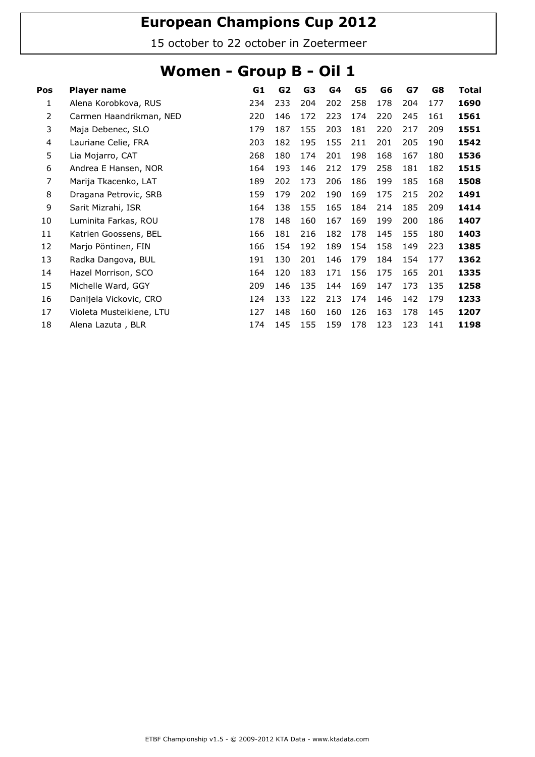# European Champions Cup 2012

15 october to 22 october in Zoetermeer

## Women - Group B - Oil 1

| Pos | Player name | G1 | G2 | G3 | G4 | G5 | G6 | G7 | G8 | Total |
|---|---|---|---|---|---|---|---|---|---|---|
| 1 | Alena Korobkova, RUS | 234 | 233 | 204 | 202 | 258 | 178 | 204 | 177 | **1690** |
| 2 | Carmen Haandrikman, NED | 220 | 146 | 172 | 223 | 174 | 220 | 245 | 161 | **1561** |
| 3 | Maja Debenec, SLO | 179 | 187 | 155 | 203 | 181 | 220 | 217 | 209 | **1551** |
| 4 | Lauriane Celie, FRA | 203 | 182 | 195 | 155 | 211 | 201 | 205 | 190 | **1542** |
| 5 | Lia Mojarro, CAT | 268 | 180 | 174 | 201 | 198 | 168 | 167 | 180 | **1536** |
| 6 | Andrea E Hansen, NOR | 164 | 193 | 146 | 212 | 179 | 258 | 181 | 182 | **1515** |
| 7 | Marija Tkacenko, LAT | 189 | 202 | 173 | 206 | 186 | 199 | 185 | 168 | **1508** |
| 8 | Dragana Petrovic, SRB | 159 | 179 | 202 | 190 | 169 | 175 | 215 | 202 | **1491** |
| 9 | Sarit Mizrahi, ISR | 164 | 138 | 155 | 165 | 184 | 214 | 185 | 209 | **1414** |
| 10 | Luminita Farkas, ROU | 178 | 148 | 160 | 167 | 169 | 199 | 200 | 186 | **1407** |
| 11 | Katrien Goossens, BEL | 166 | 181 | 216 | 182 | 178 | 145 | 155 | 180 | **1403** |
| 12 | Marjo Pöntinen, FIN | 166 | 154 | 192 | 189 | 154 | 158 | 149 | 223 | **1385** |
| 13 | Radka Dangova, BUL | 191 | 130 | 201 | 146 | 179 | 184 | 154 | 177 | **1362** |
| 14 | Hazel Morrison, SCO | 164 | 120 | 183 | 171 | 156 | 175 | 165 | 201 | **1335** |
| 15 | Michelle Ward, GGY | 209 | 146 | 135 | 144 | 169 | 147 | 173 | 135 | **1258** |
| 16 | Danijela Vickovic, CRO | 124 | 133 | 122 | 213 | 174 | 146 | 142 | 179 | **1233** |
| 17 | Violeta Musteikiene, LTU | 127 | 148 | 160 | 160 | 126 | 163 | 178 | 145 | **1207** |
| 18 | Alena Lazuta , BLR | 174 | 145 | 155 | 159 | 178 | 123 | 123 | 141 | **1198** |

ETBF Championship v1.5 - © 2009-2012 KTA Data - www.ktadata.com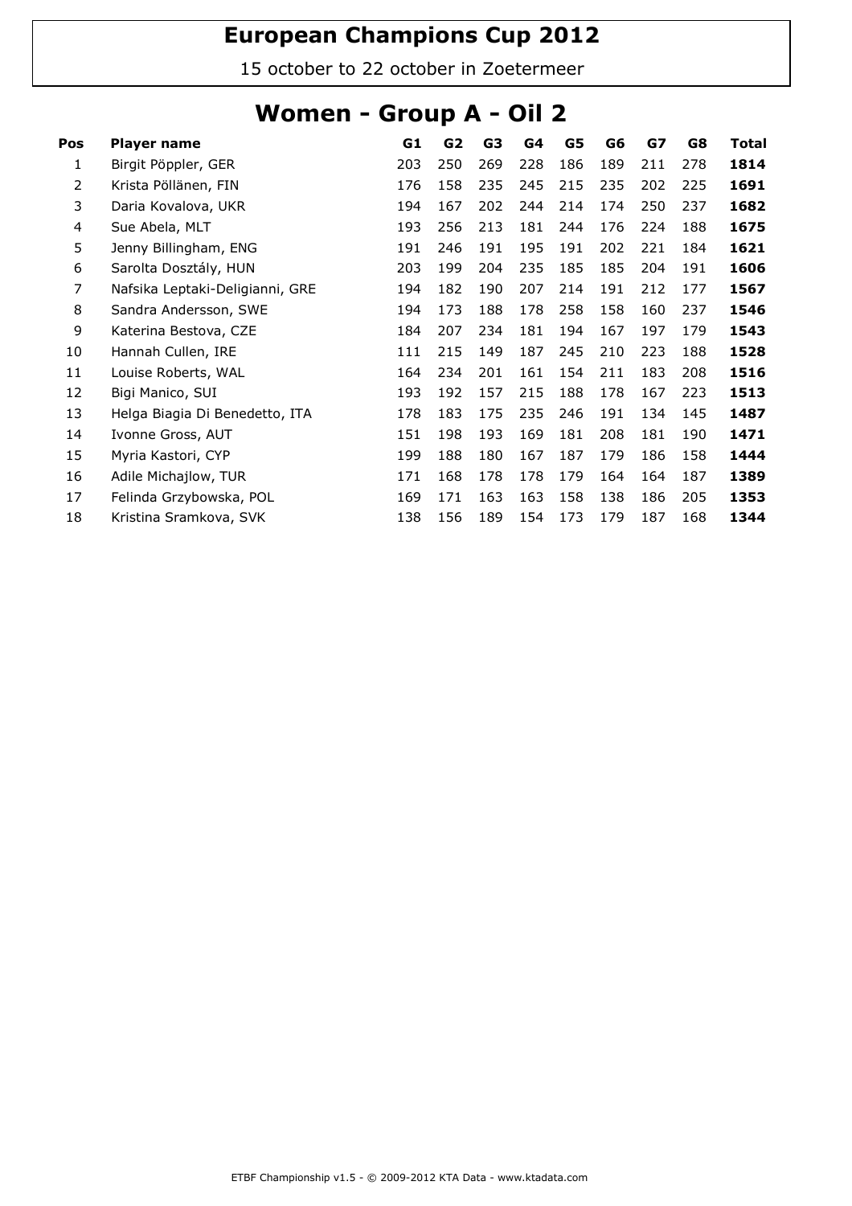# European Champions Cup 2012

15 october to 22 october in Zoetermeer

## Women - Group A - Oil 2

| Pos | Player name | G1 | G2 | G3 | G4 | G5 | G6 | G7 | G8 | Total |
|---|---|---|---|---|---|---|---|---|---|---|
| 1 | Birgit Pöppler, GER | 203 | 250 | 269 | 228 | 186 | 189 | 211 | 278 | **1814** |
| 2 | Krista Pöllänen, FIN | 176 | 158 | 235 | 245 | 215 | 235 | 202 | 225 | **1691** |
| 3 | Daria Kovalova, UKR | 194 | 167 | 202 | 244 | 214 | 174 | 250 | 237 | **1682** |
| 4 | Sue Abela, MLT | 193 | 256 | 213 | 181 | 244 | 176 | 224 | 188 | **1675** |
| 5 | Jenny Billingham, ENG | 191 | 246 | 191 | 195 | 191 | 202 | 221 | 184 | **1621** |
| 6 | Sarolta Dosztály, HUN | 203 | 199 | 204 | 235 | 185 | 185 | 204 | 191 | **1606** |
| 7 | Nafsika Leptaki-Deligianni, GRE | 194 | 182 | 190 | 207 | 214 | 191 | 212 | 177 | **1567** |
| 8 | Sandra Andersson, SWE | 194 | 173 | 188 | 178 | 258 | 158 | 160 | 237 | **1546** |
| 9 | Katerina Bestova, CZE | 184 | 207 | 234 | 181 | 194 | 167 | 197 | 179 | **1543** |
| 10 | Hannah Cullen, IRE | 111 | 215 | 149 | 187 | 245 | 210 | 223 | 188 | **1528** |
| 11 | Louise Roberts, WAL | 164 | 234 | 201 | 161 | 154 | 211 | 183 | 208 | **1516** |
| 12 | Bigi Manico, SUI | 193 | 192 | 157 | 215 | 188 | 178 | 167 | 223 | **1513** |
| 13 | Helga Biagia Di Benedetto, ITA | 178 | 183 | 175 | 235 | 246 | 191 | 134 | 145 | **1487** |
| 14 | Ivonne Gross, AUT | 151 | 198 | 193 | 169 | 181 | 208 | 181 | 190 | **1471** |
| 15 | Myria Kastori, CYP | 199 | 188 | 180 | 167 | 187 | 179 | 186 | 158 | **1444** |
| 16 | Adile Michajlow, TUR | 171 | 168 | 178 | 178 | 179 | 164 | 164 | 187 | **1389** |
| 17 | Felinda Grzybowska, POL | 169 | 171 | 163 | 163 | 158 | 138 | 186 | 205 | **1353** |
| 18 | Kristina Sramkova, SVK | 138 | 156 | 189 | 154 | 173 | 179 | 187 | 168 | **1344** |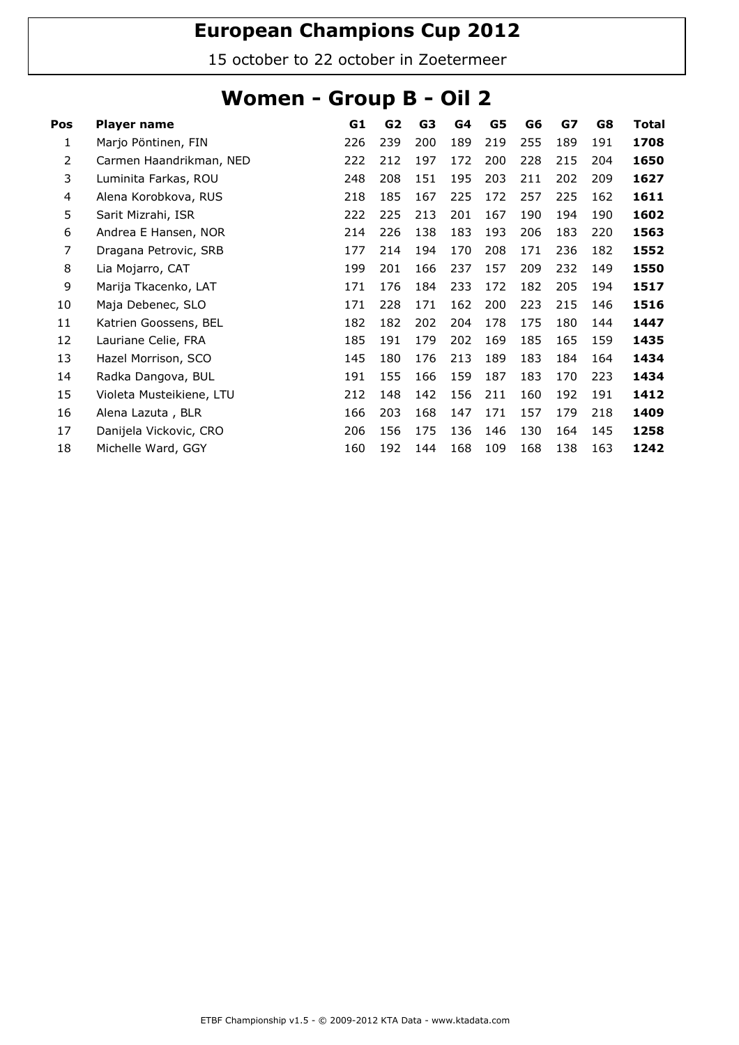# European Champions Cup 2012

15 october to 22 october in Zoetermeer

## Women - Group B - Oil 2

| Pos | Player name | G1 | G2 | G3 | G4 | G5 | G6 | G7 | G8 | Total |
|---|---|---|---|---|---|---|---|---|---|---|
| 1 | Marjo Pöntinen, FIN | 226 | 239 | 200 | 189 | 219 | 255 | 189 | 191 | **1708** |
| 2 | Carmen Haandrikman, NED | 222 | 212 | 197 | 172 | 200 | 228 | 215 | 204 | **1650** |
| 3 | Luminita Farkas, ROU | 248 | 208 | 151 | 195 | 203 | 211 | 202 | 209 | **1627** |
| 4 | Alena Korobkova, RUS | 218 | 185 | 167 | 225 | 172 | 257 | 225 | 162 | **1611** |
| 5 | Sarit Mizrahi, ISR | 222 | 225 | 213 | 201 | 167 | 190 | 194 | 190 | **1602** |
| 6 | Andrea E Hansen, NOR | 214 | 226 | 138 | 183 | 193 | 206 | 183 | 220 | **1563** |
| 7 | Dragana Petrovic, SRB | 177 | 214 | 194 | 170 | 208 | 171 | 236 | 182 | **1552** |
| 8 | Lia Mojarro, CAT | 199 | 201 | 166 | 237 | 157 | 209 | 232 | 149 | **1550** |
| 9 | Marija Tkacenko, LAT | 171 | 176 | 184 | 233 | 172 | 182 | 205 | 194 | **1517** |
| 10 | Maja Debenec, SLO | 171 | 228 | 171 | 162 | 200 | 223 | 215 | 146 | **1516** |
| 11 | Katrien Goossens, BEL | 182 | 182 | 202 | 204 | 178 | 175 | 180 | 144 | **1447** |
| 12 | Lauriane Celie, FRA | 185 | 191 | 179 | 202 | 169 | 185 | 165 | 159 | **1435** |
| 13 | Hazel Morrison, SCO | 145 | 180 | 176 | 213 | 189 | 183 | 184 | 164 | **1434** |
| 14 | Radka Dangova, BUL | 191 | 155 | 166 | 159 | 187 | 183 | 170 | 223 | **1434** |
| 15 | Violeta Musteikiene, LTU | 212 | 148 | 142 | 156 | 211 | 160 | 192 | 191 | **1412** |
| 16 | Alena Lazuta , BLR | 166 | 203 | 168 | 147 | 171 | 157 | 179 | 218 | **1409** |
| 17 | Danijela Vickovic, CRO | 206 | 156 | 175 | 136 | 146 | 130 | 164 | 145 | **1258** |
| 18 | Michelle Ward, GGY | 160 | 192 | 144 | 168 | 109 | 168 | 138 | 163 | **1242** |

ETBF Championship v1.5 - © 2009-2012 KTA Data - www.ktadata.com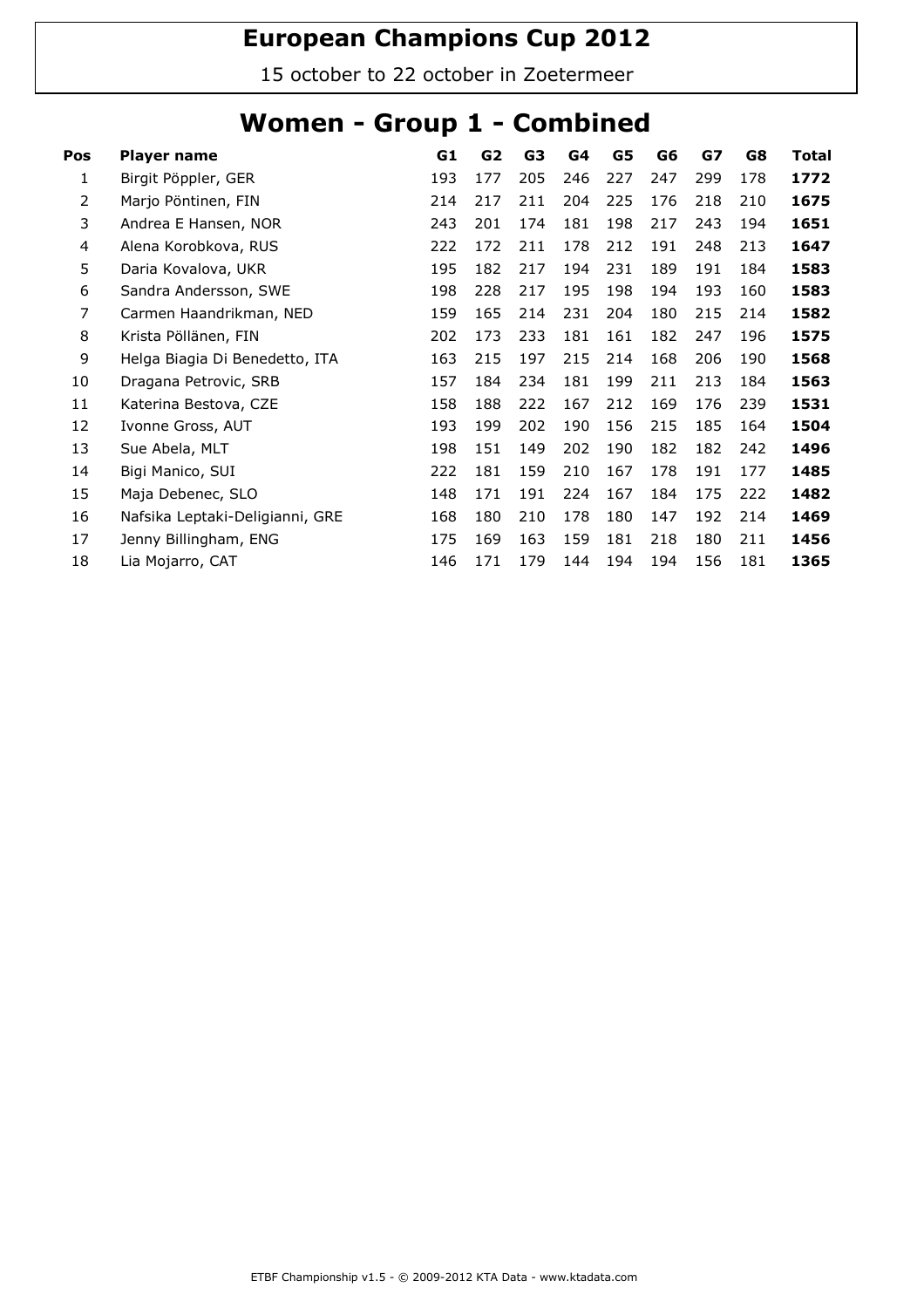# European Champions Cup 2012

15 october to 22 october in Zoetermeer

## Women - Group 1 - Combined

| Pos | Player name | G1 | G2 | G3 | G4 | G5 | G6 | G7 | G8 | Total |
|---|---|---|---|---|---|---|---|---|---|---|
| 1 | Birgit Pöppler, GER | 193 | 177 | 205 | 246 | 227 | 247 | 299 | 178 | **1772** |
| 2 | Marjo Pöntinen, FIN | 214 | 217 | 211 | 204 | 225 | 176 | 218 | 210 | **1675** |
| 3 | Andrea E Hansen, NOR | 243 | 201 | 174 | 181 | 198 | 217 | 243 | 194 | **1651** |
| 4 | Alena Korobkova, RUS | 222 | 172 | 211 | 178 | 212 | 191 | 248 | 213 | **1647** |
| 5 | Daria Kovalova, UKR | 195 | 182 | 217 | 194 | 231 | 189 | 191 | 184 | **1583** |
| 6 | Sandra Andersson, SWE | 198 | 228 | 217 | 195 | 198 | 194 | 193 | 160 | **1583** |
| 7 | Carmen Haandrikman, NED | 159 | 165 | 214 | 231 | 204 | 180 | 215 | 214 | **1582** |
| 8 | Krista Pöllänen, FIN | 202 | 173 | 233 | 181 | 161 | 182 | 247 | 196 | **1575** |
| 9 | Helga Biagia Di Benedetto, ITA | 163 | 215 | 197 | 215 | 214 | 168 | 206 | 190 | **1568** |
| 10 | Dragana Petrovic, SRB | 157 | 184 | 234 | 181 | 199 | 211 | 213 | 184 | **1563** |
| 11 | Katerina Bestova, CZE | 158 | 188 | 222 | 167 | 212 | 169 | 176 | 239 | **1531** |
| 12 | Ivonne Gross, AUT | 193 | 199 | 202 | 190 | 156 | 215 | 185 | 164 | **1504** |
| 13 | Sue Abela, MLT | 198 | 151 | 149 | 202 | 190 | 182 | 182 | 242 | **1496** |
| 14 | Bigi Manico, SUI | 222 | 181 | 159 | 210 | 167 | 178 | 191 | 177 | **1485** |
| 15 | Maja Debenec, SLO | 148 | 171 | 191 | 224 | 167 | 184 | 175 | 222 | **1482** |
| 16 | Nafsika Leptaki-Deligianni, GRE | 168 | 180 | 210 | 178 | 180 | 147 | 192 | 214 | **1469** |
| 17 | Jenny Billingham, ENG | 175 | 169 | 163 | 159 | 181 | 218 | 180 | 211 | **1456** |
| 18 | Lia Mojarro, CAT | 146 | 171 | 179 | 144 | 194 | 194 | 156 | 181 | **1365** |

ETBF Championship v1.5 - © 2009-2012 KTA Data - www.ktadata.com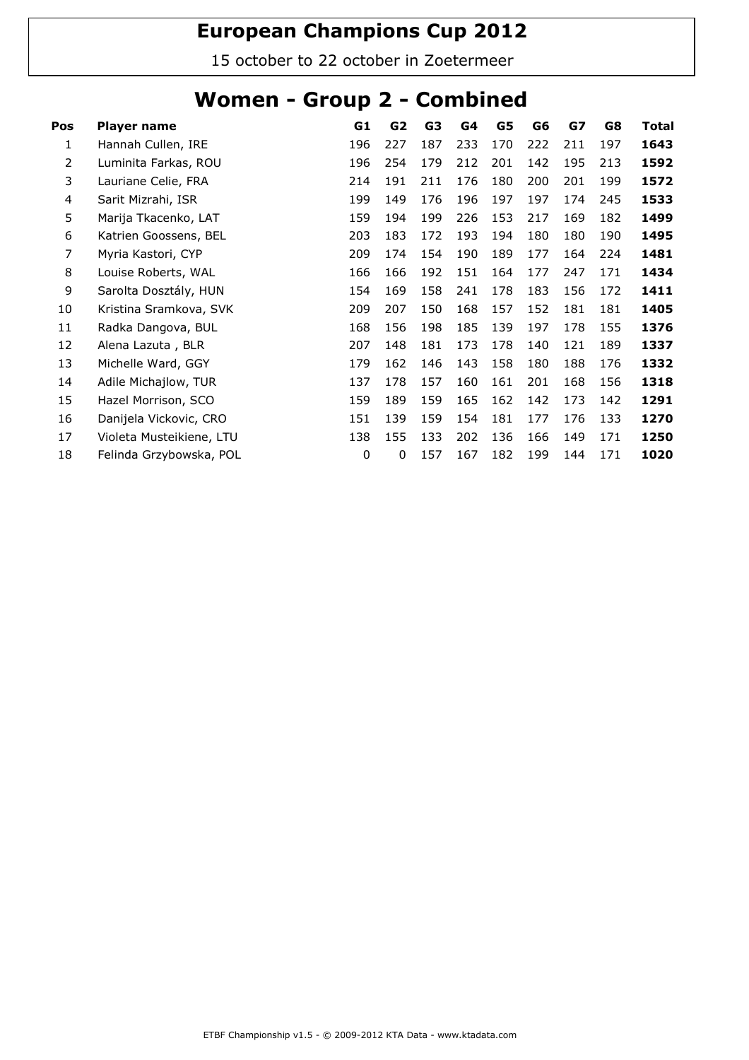# European Champions Cup 2012

15 october to 22 october in Zoetermeer

## Women - Group 2 - Combined

| Pos | Player name | G1 | G2 | G3 | G4 | G5 | G6 | G7 | G8 | Total |
|---|---|---|---|---|---|---|---|---|---|---|
| 1 | Hannah Cullen, IRE | 196 | 227 | 187 | 233 | 170 | 222 | 211 | 197 | **1643** |
| 2 | Luminita Farkas, ROU | 196 | 254 | 179 | 212 | 201 | 142 | 195 | 213 | **1592** |
| 3 | Lauriane Celie, FRA | 214 | 191 | 211 | 176 | 180 | 200 | 201 | 199 | **1572** |
| 4 | Sarit Mizrahi, ISR | 199 | 149 | 176 | 196 | 197 | 197 | 174 | 245 | **1533** |
| 5 | Marija Tkacenko, LAT | 159 | 194 | 199 | 226 | 153 | 217 | 169 | 182 | **1499** |
| 6 | Katrien Goossens, BEL | 203 | 183 | 172 | 193 | 194 | 180 | 180 | 190 | **1495** |
| 7 | Myria Kastori, CYP | 209 | 174 | 154 | 190 | 189 | 177 | 164 | 224 | **1481** |
| 8 | Louise Roberts, WAL | 166 | 166 | 192 | 151 | 164 | 177 | 247 | 171 | **1434** |
| 9 | Sarolta Dosztály, HUN | 154 | 169 | 158 | 241 | 178 | 183 | 156 | 172 | **1411** |
| 10 | Kristina Sramkova, SVK | 209 | 207 | 150 | 168 | 157 | 152 | 181 | 181 | **1405** |
| 11 | Radka Dangova, BUL | 168 | 156 | 198 | 185 | 139 | 197 | 178 | 155 | **1376** |
| 12 | Alena Lazuta , BLR | 207 | 148 | 181 | 173 | 178 | 140 | 121 | 189 | **1337** |
| 13 | Michelle Ward, GGY | 179 | 162 | 146 | 143 | 158 | 180 | 188 | 176 | **1332** |
| 14 | Adile Michajlow, TUR | 137 | 178 | 157 | 160 | 161 | 201 | 168 | 156 | **1318** |
| 15 | Hazel Morrison, SCO | 159 | 189 | 159 | 165 | 162 | 142 | 173 | 142 | **1291** |
| 16 | Danijela Vickovic, CRO | 151 | 139 | 159 | 154 | 181 | 177 | 176 | 133 | **1270** |
| 17 | Violeta Musteikiene, LTU | 138 | 155 | 133 | 202 | 136 | 166 | 149 | 171 | **1250** |
| 18 | Felinda Grzybowska, POL | 0 | 0 | 157 | 167 | 182 | 199 | 144 | 171 | **1020** |

ETBF Championship v1.5 - © 2009-2012 KTA Data - www.ktadata.com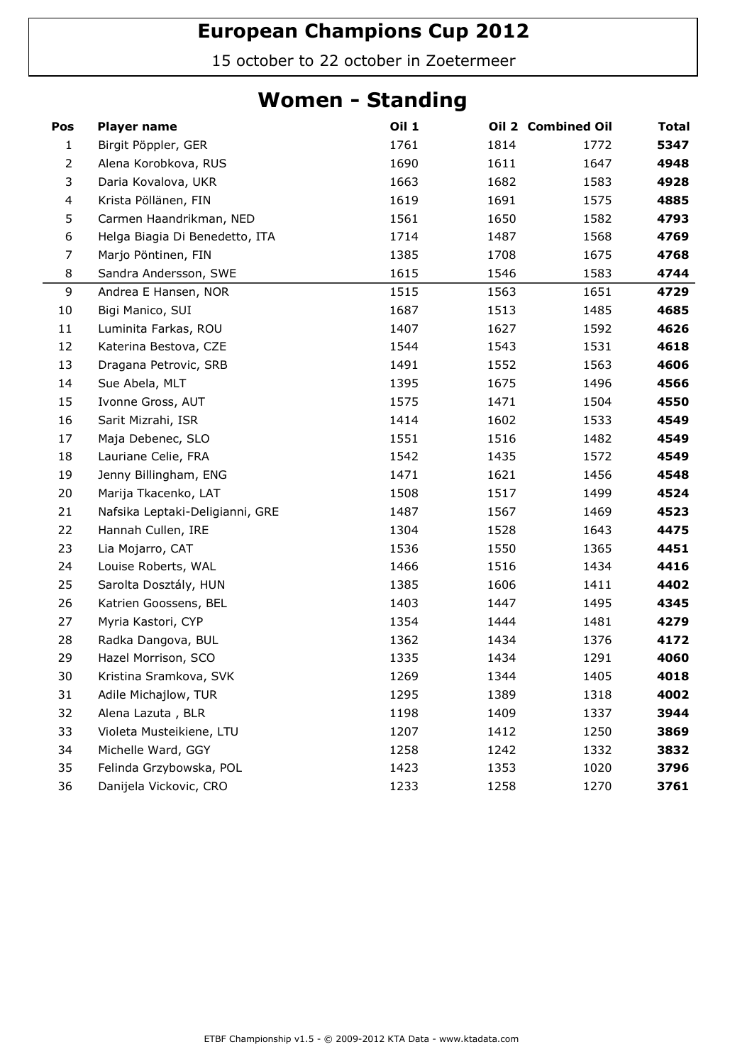# European Champions Cup 2012

15 october to 22 october in Zoetermeer

## Women - Standing

| Pos | Player name | Oil 1 | Oil 2 | Combined Oil | Total |
|---|---|---|---|---|---|
| 1 | Birgit Pöppler, GER | 1761 | 1814 | 1772 | **5347** |
| 2 | Alena Korobkova, RUS | 1690 | 1611 | 1647 | **4948** |
| 3 | Daria Kovalova, UKR | 1663 | 1682 | 1583 | **4928** |
| 4 | Krista Pöllänen, FIN | 1619 | 1691 | 1575 | **4885** |
| 5 | Carmen Haandrikman, NED | 1561 | 1650 | 1582 | **4793** |
| 6 | Helga Biagia Di Benedetto, ITA | 1714 | 1487 | 1568 | **4769** |
| 7 | Marjo Pöntinen, FIN | 1385 | 1708 | 1675 | **4768** |
| 8 | Sandra Andersson, SWE | 1615 | 1546 | 1583 | **4744** |
| 9 | Andrea E Hansen, NOR | 1515 | 1563 | 1651 | **4729** |
| 10 | Bigi Manico, SUI | 1687 | 1513 | 1485 | **4685** |
| 11 | Luminita Farkas, ROU | 1407 | 1627 | 1592 | **4626** |
| 12 | Katerina Bestova, CZE | 1544 | 1543 | 1531 | **4618** |
| 13 | Dragana Petrovic, SRB | 1491 | 1552 | 1563 | **4606** |
| 14 | Sue Abela, MLT | 1395 | 1675 | 1496 | **4566** |
| 15 | Ivonne Gross, AUT | 1575 | 1471 | 1504 | **4550** |
| 16 | Sarit Mizrahi, ISR | 1414 | 1602 | 1533 | **4549** |
| 17 | Maja Debenec, SLO | 1551 | 1516 | 1482 | **4549** |
| 18 | Lauriane Celie, FRA | 1542 | 1435 | 1572 | **4549** |
| 19 | Jenny Billingham, ENG | 1471 | 1621 | 1456 | **4548** |
| 20 | Marija Tkacenko, LAT | 1508 | 1517 | 1499 | **4524** |
| 21 | Nafsika Leptaki-Deligianni, GRE | 1487 | 1567 | 1469 | **4523** |
| 22 | Hannah Cullen, IRE | 1304 | 1528 | 1643 | **4475** |
| 23 | Lia Mojarro, CAT | 1536 | 1550 | 1365 | **4451** |
| 24 | Louise Roberts, WAL | 1466 | 1516 | 1434 | **4416** |
| 25 | Sarolta Dosztály, HUN | 1385 | 1606 | 1411 | **4402** |
| 26 | Katrien Goossens, BEL | 1403 | 1447 | 1495 | **4345** |
| 27 | Myria Kastori, CYP | 1354 | 1444 | 1481 | **4279** |
| 28 | Radka Dangova, BUL | 1362 | 1434 | 1376 | **4172** |
| 29 | Hazel Morrison, SCO | 1335 | 1434 | 1291 | **4060** |
| 30 | Kristina Sramkova, SVK | 1269 | 1344 | 1405 | **4018** |
| 31 | Adile Michajlow, TUR | 1295 | 1389 | 1318 | **4002** |
| 32 | Alena Lazuta , BLR | 1198 | 1409 | 1337 | **3944** |
| 33 | Violeta Musteikiene, LTU | 1207 | 1412 | 1250 | **3869** |
| 34 | Michelle Ward, GGY | 1258 | 1242 | 1332 | **3832** |
| 35 | Felinda Grzybowska, POL | 1423 | 1353 | 1020 | **3796** |
| 36 | Danijela Vickovic, CRO | 1233 | 1258 | 1270 | **3761** |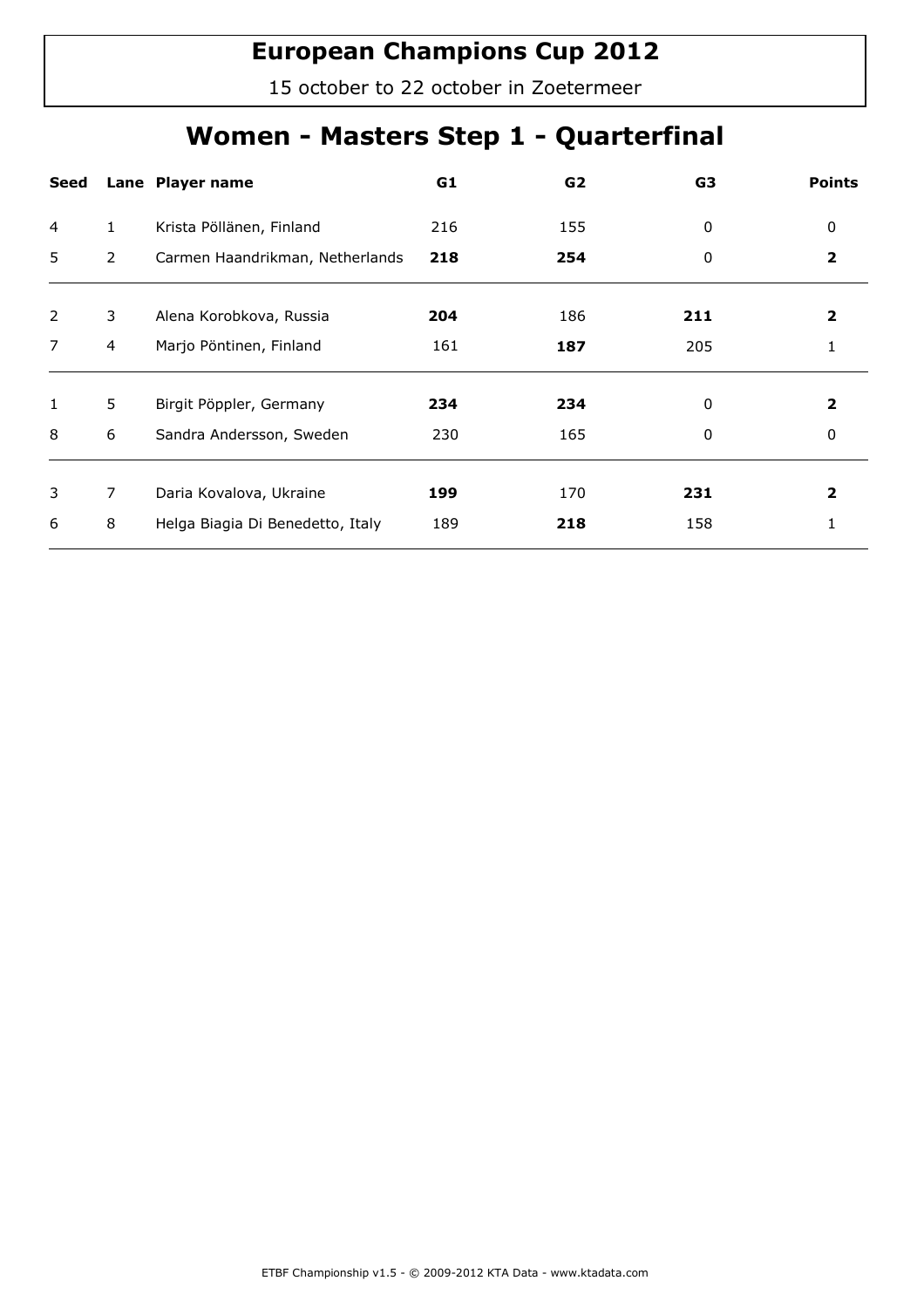# European Champions Cup 2012

15 october to 22 october in Zoetermeer

## Women - Masters Step 1 - Quarterfinal

| Seed | Lane | Player name | G1 | G2 | G3 | Points |
|---|---|---|---|---|---|---|
| 4 | 1 | Krista Pöllänen, Finland | 216 | 155 | 0 | 0 |
| 5 | 2 | Carmen Haandrikman, Netherlands | **218** | **254** | 0 | **2** |
| 2 | 3 | Alena Korobkova, Russia | **204** | 186 | **211** | **2** |
| 7 | 4 | Marjo Pöntinen, Finland | 161 | **187** | 205 | 1 |
| 1 | 5 | Birgit Pöppler, Germany | **234** | **234** | 0 | **2** |
| 8 | 6 | Sandra Andersson, Sweden | 230 | 165 | 0 | 0 |
| 3 | 7 | Daria Kovalova, Ukraine | **199** | 170 | **231** | **2** |
| 6 | 8 | Helga Biagia Di Benedetto, Italy | 189 | **218** | 158 | 1 |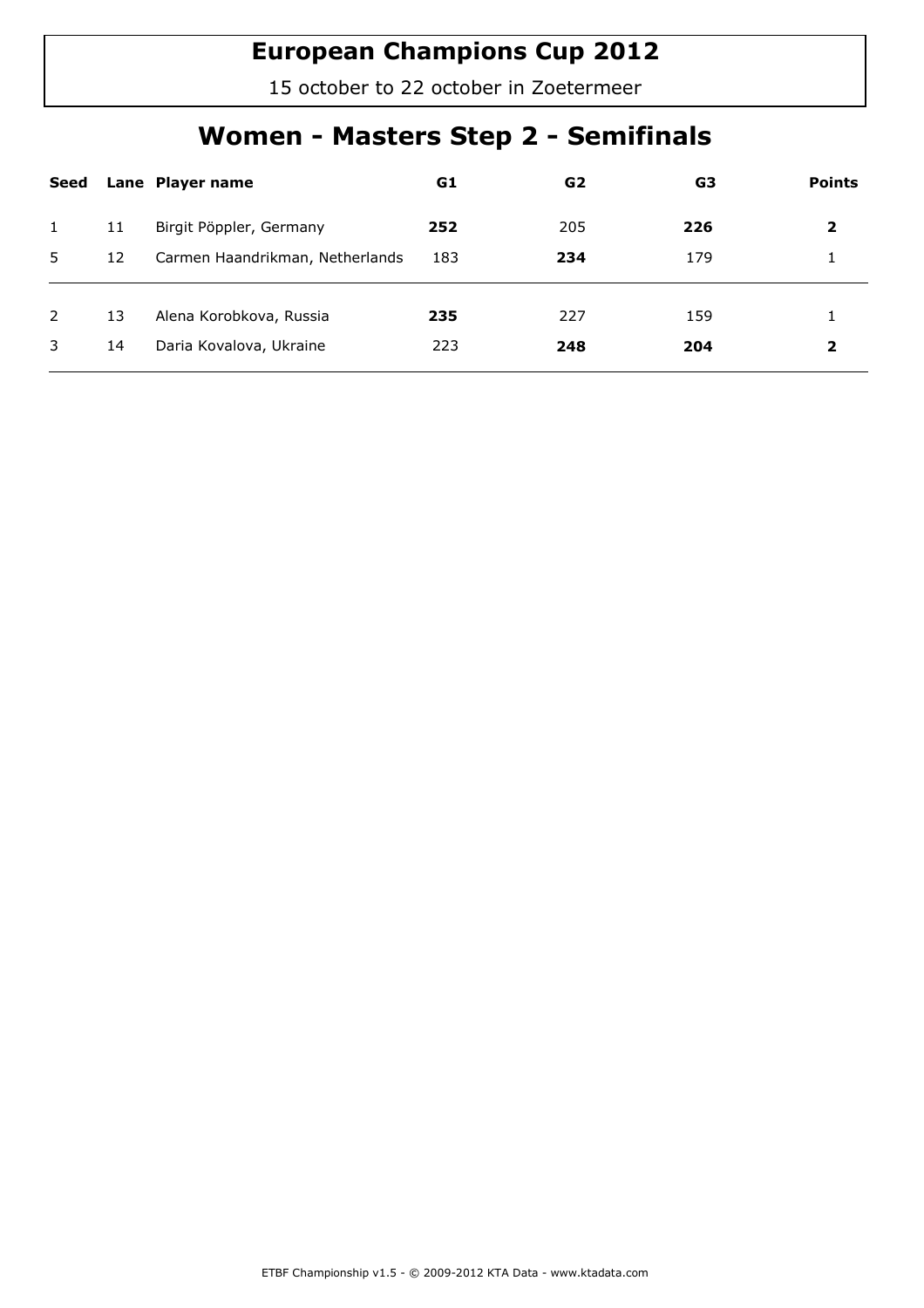# European Champions Cup 2012

15 october to 22 october in Zoetermeer

## Women - Masters Step 2 - Semifinals

| Seed | Lane | Player name | G1 | G2 | G3 | Points |
|---|---|---|---|---|---|---|
| 1 | 11 | Birgit Pöppler, Germany | **252** | 205 | **226** | **2** |
| 5 | 12 | Carmen Haandrikman, Netherlands | 183 | **234** | 179 | 1 |
| 2 | 13 | Alena Korobkova, Russia | **235** | 227 | 159 | 1 |
| 3 | 14 | Daria Kovalova, Ukraine | 223 | **248** | **204** | **2** |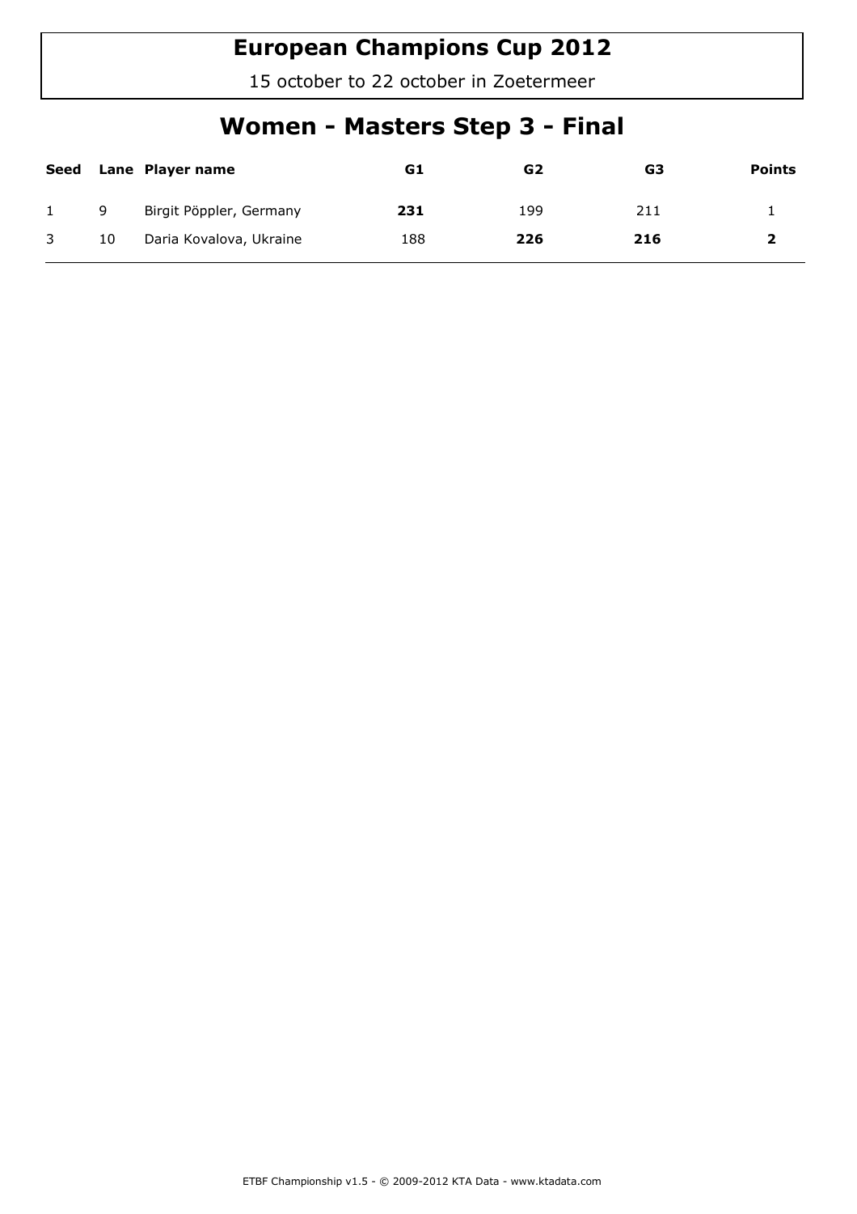# European Champions Cup 2012

15 october to 22 october in Zoetermeer

## Women - Masters Step 3 - Final

| Seed | Lane | Player name | G1 | G2 | G3 | Points |
|---|---|---|---|---|---|---|
| 1 | 9 | Birgit Pöppler, Germany | **231** | 199 | 211 | 1 |
| 3 | 10 | Daria Kovalova, Ukraine | 188 | **226** | **216** | **2** |

ETBF Championship v1.5 - © 2009-2012 KTA Data - www.ktadata.com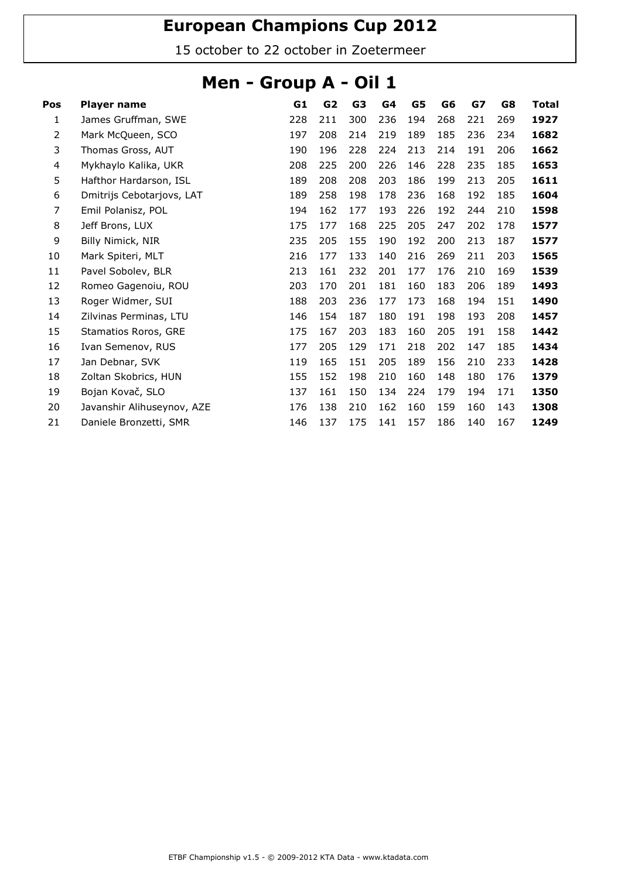# European Champions Cup 2012

15 october to 22 october in Zoetermeer

## Men - Group A - Oil 1

| Pos | Player name | G1 | G2 | G3 | G4 | G5 | G6 | G7 | G8 | Total |
|---|---|---|---|---|---|---|---|---|---|---|
| 1 | James Gruffman, SWE | 228 | 211 | 300 | 236 | 194 | 268 | 221 | 269 | **1927** |
| 2 | Mark McQueen, SCO | 197 | 208 | 214 | 219 | 189 | 185 | 236 | 234 | **1682** |
| 3 | Thomas Gross, AUT | 190 | 196 | 228 | 224 | 213 | 214 | 191 | 206 | **1662** |
| 4 | Mykhaylo Kalika, UKR | 208 | 225 | 200 | 226 | 146 | 228 | 235 | 185 | **1653** |
| 5 | Hafthor Hardarson, ISL | 189 | 208 | 208 | 203 | 186 | 199 | 213 | 205 | **1611** |
| 6 | Dmitrijs Cebotarjovs, LAT | 189 | 258 | 198 | 178 | 236 | 168 | 192 | 185 | **1604** |
| 7 | Emil Polanisz, POL | 194 | 162 | 177 | 193 | 226 | 192 | 244 | 210 | **1598** |
| 8 | Jeff Brons, LUX | 175 | 177 | 168 | 225 | 205 | 247 | 202 | 178 | **1577** |
| 9 | Billy Nimick, NIR | 235 | 205 | 155 | 190 | 192 | 200 | 213 | 187 | **1577** |
| 10 | Mark Spiteri, MLT | 216 | 177 | 133 | 140 | 216 | 269 | 211 | 203 | **1565** |
| 11 | Pavel Sobolev, BLR | 213 | 161 | 232 | 201 | 177 | 176 | 210 | 169 | **1539** |
| 12 | Romeo Gagenoiu, ROU | 203 | 170 | 201 | 181 | 160 | 183 | 206 | 189 | **1493** |
| 13 | Roger Widmer, SUI | 188 | 203 | 236 | 177 | 173 | 168 | 194 | 151 | **1490** |
| 14 | Zilvinas Perminas, LTU | 146 | 154 | 187 | 180 | 191 | 198 | 193 | 208 | **1457** |
| 15 | Stamatios Roros, GRE | 175 | 167 | 203 | 183 | 160 | 205 | 191 | 158 | **1442** |
| 16 | Ivan Semenov, RUS | 177 | 205 | 129 | 171 | 218 | 202 | 147 | 185 | **1434** |
| 17 | Jan Debnar, SVK | 119 | 165 | 151 | 205 | 189 | 156 | 210 | 233 | **1428** |
| 18 | Zoltan Skobrics, HUN | 155 | 152 | 198 | 210 | 160 | 148 | 180 | 176 | **1379** |
| 19 | Bojan Kovač, SLO | 137 | 161 | 150 | 134 | 224 | 179 | 194 | 171 | **1350** |
| 20 | Javanshir Alihuseynov, AZE | 176 | 138 | 210 | 162 | 160 | 159 | 160 | 143 | **1308** |
| 21 | Daniele Bronzetti, SMR | 146 | 137 | 175 | 141 | 157 | 186 | 140 | 167 | **1249** |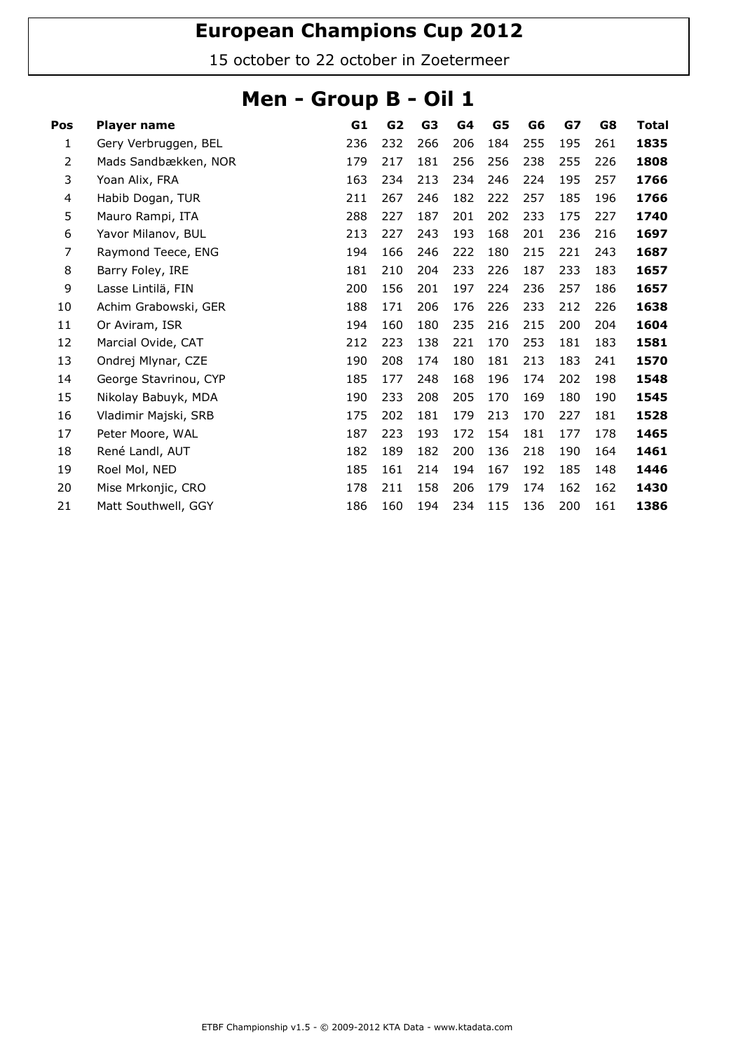# European Champions Cup 2012

15 october to 22 october in Zoetermeer

## Men - Group B - Oil 1

| Pos | Player name | G1 | G2 | G3 | G4 | G5 | G6 | G7 | G8 | Total |
|---|---|---|---|---|---|---|---|---|---|---|
| 1 | Gery Verbruggen, BEL | 236 | 232 | 266 | 206 | 184 | 255 | 195 | 261 | **1835** |
| 2 | Mads Sandbækken, NOR | 179 | 217 | 181 | 256 | 256 | 238 | 255 | 226 | **1808** |
| 3 | Yoan Alix, FRA | 163 | 234 | 213 | 234 | 246 | 224 | 195 | 257 | **1766** |
| 4 | Habib Dogan, TUR | 211 | 267 | 246 | 182 | 222 | 257 | 185 | 196 | **1766** |
| 5 | Mauro Rampi, ITA | 288 | 227 | 187 | 201 | 202 | 233 | 175 | 227 | **1740** |
| 6 | Yavor Milanov, BUL | 213 | 227 | 243 | 193 | 168 | 201 | 236 | 216 | **1697** |
| 7 | Raymond Teece, ENG | 194 | 166 | 246 | 222 | 180 | 215 | 221 | 243 | **1687** |
| 8 | Barry Foley, IRE | 181 | 210 | 204 | 233 | 226 | 187 | 233 | 183 | **1657** |
| 9 | Lasse Lintilä, FIN | 200 | 156 | 201 | 197 | 224 | 236 | 257 | 186 | **1657** |
| 10 | Achim Grabowski, GER | 188 | 171 | 206 | 176 | 226 | 233 | 212 | 226 | **1638** |
| 11 | Or Aviram, ISR | 194 | 160 | 180 | 235 | 216 | 215 | 200 | 204 | **1604** |
| 12 | Marcial Ovide, CAT | 212 | 223 | 138 | 221 | 170 | 253 | 181 | 183 | **1581** |
| 13 | Ondrej Mlynar, CZE | 190 | 208 | 174 | 180 | 181 | 213 | 183 | 241 | **1570** |
| 14 | George Stavrinou, CYP | 185 | 177 | 248 | 168 | 196 | 174 | 202 | 198 | **1548** |
| 15 | Nikolay Babuyk, MDA | 190 | 233 | 208 | 205 | 170 | 169 | 180 | 190 | **1545** |
| 16 | Vladimir Majski, SRB | 175 | 202 | 181 | 179 | 213 | 170 | 227 | 181 | **1528** |
| 17 | Peter Moore, WAL | 187 | 223 | 193 | 172 | 154 | 181 | 177 | 178 | **1465** |
| 18 | René Landl, AUT | 182 | 189 | 182 | 200 | 136 | 218 | 190 | 164 | **1461** |
| 19 | Roel Mol, NED | 185 | 161 | 214 | 194 | 167 | 192 | 185 | 148 | **1446** |
| 20 | Mise Mrkonjic, CRO | 178 | 211 | 158 | 206 | 179 | 174 | 162 | 162 | **1430** |
| 21 | Matt Southwell, GGY | 186 | 160 | 194 | 234 | 115 | 136 | 200 | 161 | **1386** |

ETBF Championship v1.5 - © 2009-2012 KTA Data - www.ktadata.com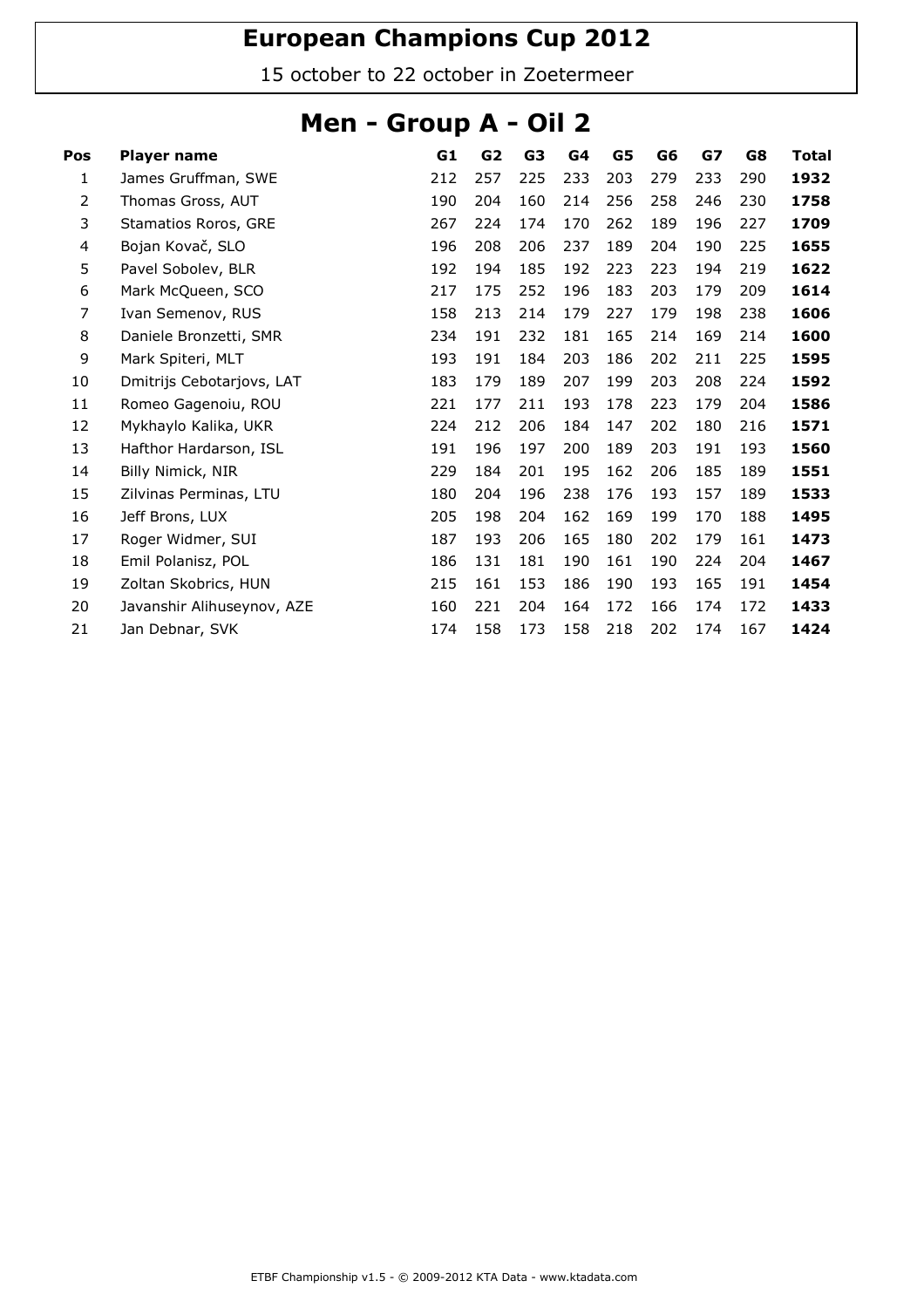# European Champions Cup 2012

15 october to 22 october in Zoetermeer

## Men - Group A - Oil 2

| Pos | Player name | G1 | G2 | G3 | G4 | G5 | G6 | G7 | G8 | Total |
|---|---|---|---|---|---|---|---|---|---|---|
| 1 | James Gruffman, SWE | 212 | 257 | 225 | 233 | 203 | 279 | 233 | 290 | **1932** |
| 2 | Thomas Gross, AUT | 190 | 204 | 160 | 214 | 256 | 258 | 246 | 230 | **1758** |
| 3 | Stamatios Roros, GRE | 267 | 224 | 174 | 170 | 262 | 189 | 196 | 227 | **1709** |
| 4 | Bojan Kovač, SLO | 196 | 208 | 206 | 237 | 189 | 204 | 190 | 225 | **1655** |
| 5 | Pavel Sobolev, BLR | 192 | 194 | 185 | 192 | 223 | 223 | 194 | 219 | **1622** |
| 6 | Mark McQueen, SCO | 217 | 175 | 252 | 196 | 183 | 203 | 179 | 209 | **1614** |
| 7 | Ivan Semenov, RUS | 158 | 213 | 214 | 179 | 227 | 179 | 198 | 238 | **1606** |
| 8 | Daniele Bronzetti, SMR | 234 | 191 | 232 | 181 | 165 | 214 | 169 | 214 | **1600** |
| 9 | Mark Spiteri, MLT | 193 | 191 | 184 | 203 | 186 | 202 | 211 | 225 | **1595** |
| 10 | Dmitrijs Cebotarjovs, LAT | 183 | 179 | 189 | 207 | 199 | 203 | 208 | 224 | **1592** |
| 11 | Romeo Gagenoiu, ROU | 221 | 177 | 211 | 193 | 178 | 223 | 179 | 204 | **1586** |
| 12 | Mykhaylo Kalika, UKR | 224 | 212 | 206 | 184 | 147 | 202 | 180 | 216 | **1571** |
| 13 | Hafthor Hardarson, ISL | 191 | 196 | 197 | 200 | 189 | 203 | 191 | 193 | **1560** |
| 14 | Billy Nimick, NIR | 229 | 184 | 201 | 195 | 162 | 206 | 185 | 189 | **1551** |
| 15 | Zilvinas Perminas, LTU | 180 | 204 | 196 | 238 | 176 | 193 | 157 | 189 | **1533** |
| 16 | Jeff Brons, LUX | 205 | 198 | 204 | 162 | 169 | 199 | 170 | 188 | **1495** |
| 17 | Roger Widmer, SUI | 187 | 193 | 206 | 165 | 180 | 202 | 179 | 161 | **1473** |
| 18 | Emil Polanisz, POL | 186 | 131 | 181 | 190 | 161 | 190 | 224 | 204 | **1467** |
| 19 | Zoltan Skobrics, HUN | 215 | 161 | 153 | 186 | 190 | 193 | 165 | 191 | **1454** |
| 20 | Javanshir Alihuseynov, AZE | 160 | 221 | 204 | 164 | 172 | 166 | 174 | 172 | **1433** |
| 21 | Jan Debnar, SVK | 174 | 158 | 173 | 158 | 218 | 202 | 174 | 167 | **1424** |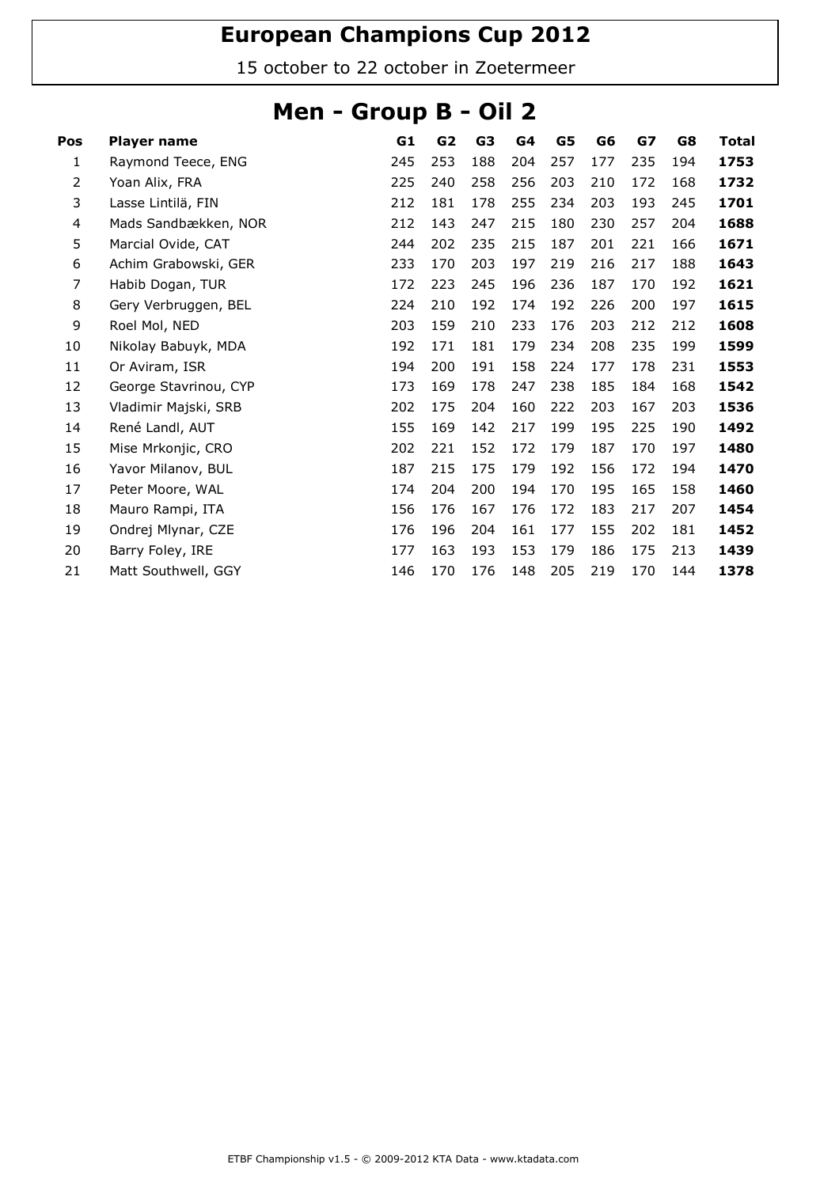# European Champions Cup 2012

15 october to 22 october in Zoetermeer

## Men - Group B - Oil 2

| Pos | Player name | G1 | G2 | G3 | G4 | G5 | G6 | G7 | G8 | Total |
|---|---|---|---|---|---|---|---|---|---|---|
| 1 | Raymond Teece, ENG | 245 | 253 | 188 | 204 | 257 | 177 | 235 | 194 | **1753** |
| 2 | Yoan Alix, FRA | 225 | 240 | 258 | 256 | 203 | 210 | 172 | 168 | **1732** |
| 3 | Lasse Lintilä, FIN | 212 | 181 | 178 | 255 | 234 | 203 | 193 | 245 | **1701** |
| 4 | Mads Sandbækken, NOR | 212 | 143 | 247 | 215 | 180 | 230 | 257 | 204 | **1688** |
| 5 | Marcial Ovide, CAT | 244 | 202 | 235 | 215 | 187 | 201 | 221 | 166 | **1671** |
| 6 | Achim Grabowski, GER | 233 | 170 | 203 | 197 | 219 | 216 | 217 | 188 | **1643** |
| 7 | Habib Dogan, TUR | 172 | 223 | 245 | 196 | 236 | 187 | 170 | 192 | **1621** |
| 8 | Gery Verbruggen, BEL | 224 | 210 | 192 | 174 | 192 | 226 | 200 | 197 | **1615** |
| 9 | Roel Mol, NED | 203 | 159 | 210 | 233 | 176 | 203 | 212 | 212 | **1608** |
| 10 | Nikolay Babuyk, MDA | 192 | 171 | 181 | 179 | 234 | 208 | 235 | 199 | **1599** |
| 11 | Or Aviram, ISR | 194 | 200 | 191 | 158 | 224 | 177 | 178 | 231 | **1553** |
| 12 | George Stavrinou, CYP | 173 | 169 | 178 | 247 | 238 | 185 | 184 | 168 | **1542** |
| 13 | Vladimir Majski, SRB | 202 | 175 | 204 | 160 | 222 | 203 | 167 | 203 | **1536** |
| 14 | René Landl, AUT | 155 | 169 | 142 | 217 | 199 | 195 | 225 | 190 | **1492** |
| 15 | Mise Mrkonjic, CRO | 202 | 221 | 152 | 172 | 179 | 187 | 170 | 197 | **1480** |
| 16 | Yavor Milanov, BUL | 187 | 215 | 175 | 179 | 192 | 156 | 172 | 194 | **1470** |
| 17 | Peter Moore, WAL | 174 | 204 | 200 | 194 | 170 | 195 | 165 | 158 | **1460** |
| 18 | Mauro Rampi, ITA | 156 | 176 | 167 | 176 | 172 | 183 | 217 | 207 | **1454** |
| 19 | Ondrej Mlynar, CZE | 176 | 196 | 204 | 161 | 177 | 155 | 202 | 181 | **1452** |
| 20 | Barry Foley, IRE | 177 | 163 | 193 | 153 | 179 | 186 | 175 | 213 | **1439** |
| 21 | Matt Southwell, GGY | 146 | 170 | 176 | 148 | 205 | 219 | 170 | 144 | **1378** |

ETBF Championship v1.5 - © 2009-2012 KTA Data - www.ktadata.com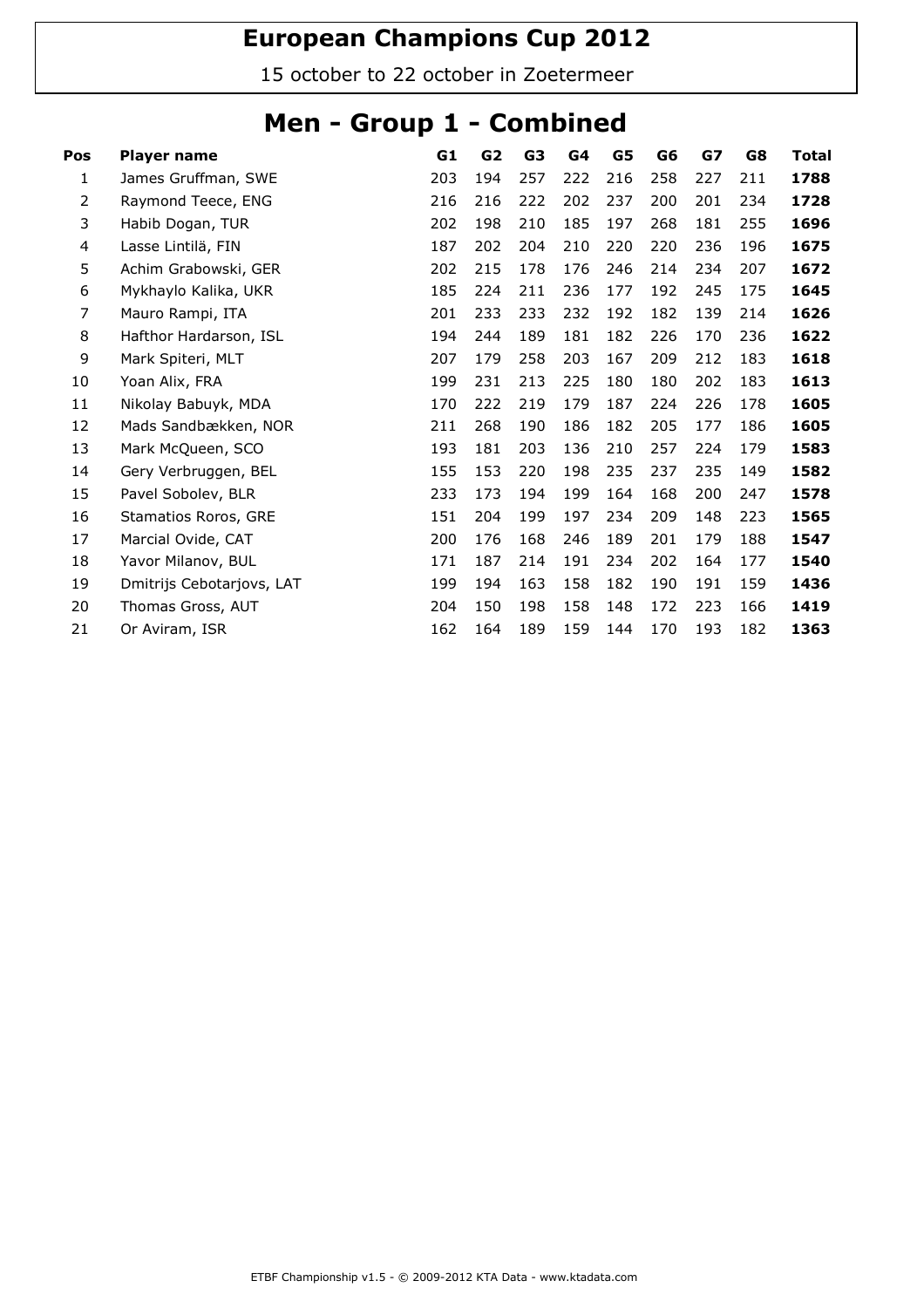# European Champions Cup 2012

15 october to 22 october in Zoetermeer

## Men - Group 1 - Combined

| Pos | Player name | G1 | G2 | G3 | G4 | G5 | G6 | G7 | G8 | Total |
|---|---|---|---|---|---|---|---|---|---|---|
| 1 | James Gruffman, SWE | 203 | 194 | 257 | 222 | 216 | 258 | 227 | 211 | **1788** |
| 2 | Raymond Teece, ENG | 216 | 216 | 222 | 202 | 237 | 200 | 201 | 234 | **1728** |
| 3 | Habib Dogan, TUR | 202 | 198 | 210 | 185 | 197 | 268 | 181 | 255 | **1696** |
| 4 | Lasse Lintilä, FIN | 187 | 202 | 204 | 210 | 220 | 220 | 236 | 196 | **1675** |
| 5 | Achim Grabowski, GER | 202 | 215 | 178 | 176 | 246 | 214 | 234 | 207 | **1672** |
| 6 | Mykhaylo Kalika, UKR | 185 | 224 | 211 | 236 | 177 | 192 | 245 | 175 | **1645** |
| 7 | Mauro Rampi, ITA | 201 | 233 | 233 | 232 | 192 | 182 | 139 | 214 | **1626** |
| 8 | Hafthor Hardarson, ISL | 194 | 244 | 189 | 181 | 182 | 226 | 170 | 236 | **1622** |
| 9 | Mark Spiteri, MLT | 207 | 179 | 258 | 203 | 167 | 209 | 212 | 183 | **1618** |
| 10 | Yoan Alix, FRA | 199 | 231 | 213 | 225 | 180 | 180 | 202 | 183 | **1613** |
| 11 | Nikolay Babuyk, MDA | 170 | 222 | 219 | 179 | 187 | 224 | 226 | 178 | **1605** |
| 12 | Mads Sandbækken, NOR | 211 | 268 | 190 | 186 | 182 | 205 | 177 | 186 | **1605** |
| 13 | Mark McQueen, SCO | 193 | 181 | 203 | 136 | 210 | 257 | 224 | 179 | **1583** |
| 14 | Gery Verbruggen, BEL | 155 | 153 | 220 | 198 | 235 | 237 | 235 | 149 | **1582** |
| 15 | Pavel Sobolev, BLR | 233 | 173 | 194 | 199 | 164 | 168 | 200 | 247 | **1578** |
| 16 | Stamatios Roros, GRE | 151 | 204 | 199 | 197 | 234 | 209 | 148 | 223 | **1565** |
| 17 | Marcial Ovide, CAT | 200 | 176 | 168 | 246 | 189 | 201 | 179 | 188 | **1547** |
| 18 | Yavor Milanov, BUL | 171 | 187 | 214 | 191 | 234 | 202 | 164 | 177 | **1540** |
| 19 | Dmitrijs Cebotarjovs, LAT | 199 | 194 | 163 | 158 | 182 | 190 | 191 | 159 | **1436** |
| 20 | Thomas Gross, AUT | 204 | 150 | 198 | 158 | 148 | 172 | 223 | 166 | **1419** |
| 21 | Or Aviram, ISR | 162 | 164 | 189 | 159 | 144 | 170 | 193 | 182 | **1363** |

ETBF Championship v1.5 - © 2009-2012 KTA Data - www.ktadata.com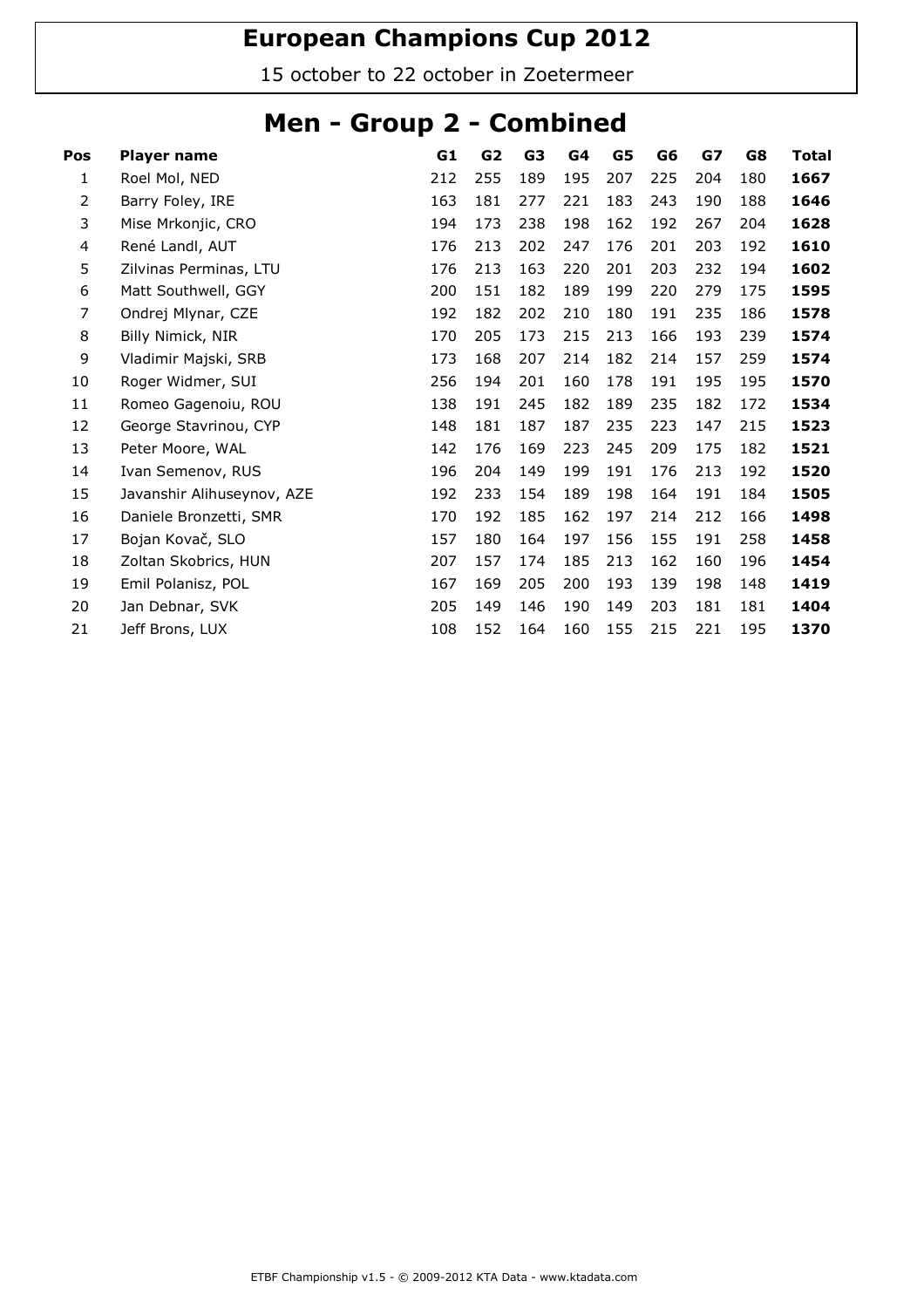# European Champions Cup 2012

15 october to 22 october in Zoetermeer

## Men - Group 2 - Combined

| Pos | Player name | G1 | G2 | G3 | G4 | G5 | G6 | G7 | G8 | Total |
|---|---|---|---|---|---|---|---|---|---|---|
| 1 | Roel Mol, NED | 212 | 255 | 189 | 195 | 207 | 225 | 204 | 180 | **1667** |
| 2 | Barry Foley, IRE | 163 | 181 | 277 | 221 | 183 | 243 | 190 | 188 | **1646** |
| 3 | Mise Mrkonjic, CRO | 194 | 173 | 238 | 198 | 162 | 192 | 267 | 204 | **1628** |
| 4 | René Landl, AUT | 176 | 213 | 202 | 247 | 176 | 201 | 203 | 192 | **1610** |
| 5 | Zilvinas Perminas, LTU | 176 | 213 | 163 | 220 | 201 | 203 | 232 | 194 | **1602** |
| 6 | Matt Southwell, GGY | 200 | 151 | 182 | 189 | 199 | 220 | 279 | 175 | **1595** |
| 7 | Ondrej Mlynar, CZE | 192 | 182 | 202 | 210 | 180 | 191 | 235 | 186 | **1578** |
| 8 | Billy Nimick, NIR | 170 | 205 | 173 | 215 | 213 | 166 | 193 | 239 | **1574** |
| 9 | Vladimir Majski, SRB | 173 | 168 | 207 | 214 | 182 | 214 | 157 | 259 | **1574** |
| 10 | Roger Widmer, SUI | 256 | 194 | 201 | 160 | 178 | 191 | 195 | 195 | **1570** |
| 11 | Romeo Gagenoiu, ROU | 138 | 191 | 245 | 182 | 189 | 235 | 182 | 172 | **1534** |
| 12 | George Stavrinou, CYP | 148 | 181 | 187 | 187 | 235 | 223 | 147 | 215 | **1523** |
| 13 | Peter Moore, WAL | 142 | 176 | 169 | 223 | 245 | 209 | 175 | 182 | **1521** |
| 14 | Ivan Semenov, RUS | 196 | 204 | 149 | 199 | 191 | 176 | 213 | 192 | **1520** |
| 15 | Javanshir Alihuseynov, AZE | 192 | 233 | 154 | 189 | 198 | 164 | 191 | 184 | **1505** |
| 16 | Daniele Bronzetti, SMR | 170 | 192 | 185 | 162 | 197 | 214 | 212 | 166 | **1498** |
| 17 | Bojan Kovač, SLO | 157 | 180 | 164 | 197 | 156 | 155 | 191 | 258 | **1458** |
| 18 | Zoltan Skobrics, HUN | 207 | 157 | 174 | 185 | 213 | 162 | 160 | 196 | **1454** |
| 19 | Emil Polanisz, POL | 167 | 169 | 205 | 200 | 193 | 139 | 198 | 148 | **1419** |
| 20 | Jan Debnar, SVK | 205 | 149 | 146 | 190 | 149 | 203 | 181 | 181 | **1404** |
| 21 | Jeff Brons, LUX | 108 | 152 | 164 | 160 | 155 | 215 | 221 | 195 | **1370** |

ETBF Championship v1.5 - © 2009-2012 KTA Data - www.ktadata.com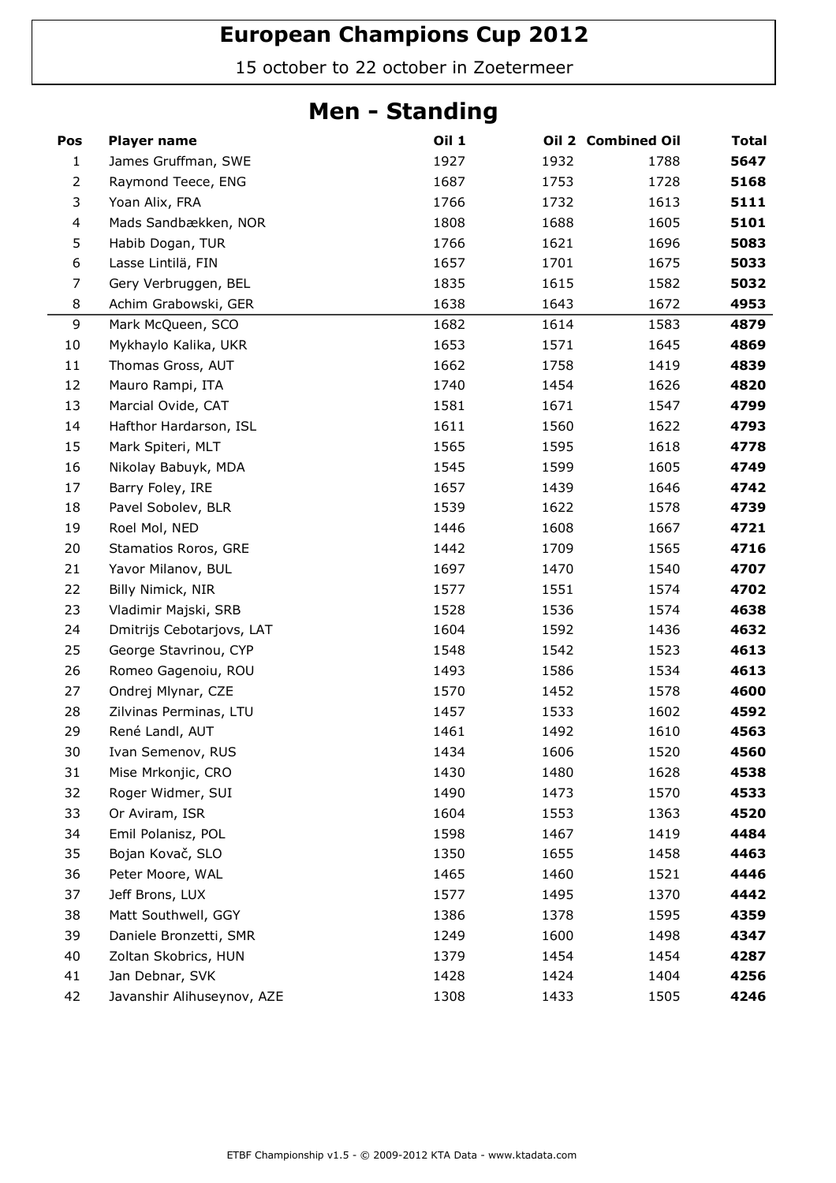# European Champions Cup 2012

15 october to 22 october in Zoetermeer

## Men - Standing

| Pos | Player name | Oil 1 | Oil 2 | Combined Oil | Total |
|---|---|---|---|---|---|
| 1 | James Gruffman, SWE | 1927 | 1932 | 1788 | **5647** |
| 2 | Raymond Teece, ENG | 1687 | 1753 | 1728 | **5168** |
| 3 | Yoan Alix, FRA | 1766 | 1732 | 1613 | **5111** |
| 4 | Mads Sandbække­n, NOR | 1808 | 1688 | 1605 | **5101** |
| 5 | Habib Dogan, TUR | 1766 | 1621 | 1696 | **5083** |
| 6 | Lasse Lintilä, FIN | 1657 | 1701 | 1675 | **5033** |
| 7 | Gery Verbruggen, BEL | 1835 | 1615 | 1582 | **5032** |
| 8 | Achim Grabowski, GER | 1638 | 1643 | 1672 | **4953** |
| 9 | Mark McQueen, SCO | 1682 | 1614 | 1583 | **4879** |
| 10 | Mykhaylo Kalika, UKR | 1653 | 1571 | 1645 | **4869** |
| 11 | Thomas Gross, AUT | 1662 | 1758 | 1419 | **4839** |
| 12 | Mauro Rampi, ITA | 1740 | 1454 | 1626 | **4820** |
| 13 | Marcial Ovide, CAT | 1581 | 1671 | 1547 | **4799** |
| 14 | Hafthor Hardarson, ISL | 1611 | 1560 | 1622 | **4793** |
| 15 | Mark Spiteri, MLT | 1565 | 1595 | 1618 | **4778** |
| 16 | Nikolay Babuyk, MDA | 1545 | 1599 | 1605 | **4749** |
| 17 | Barry Foley, IRE | 1657 | 1439 | 1646 | **4742** |
| 18 | Pavel Sobolev, BLR | 1539 | 1622 | 1578 | **4739** |
| 19 | Roel Mol, NED | 1446 | 1608 | 1667 | **4721** |
| 20 | Stamatios Roros, GRE | 1442 | 1709 | 1565 | **4716** |
| 21 | Yavor Milanov, BUL | 1697 | 1470 | 1540 | **4707** |
| 22 | Billy Nimick, NIR | 1577 | 1551 | 1574 | **4702** |
| 23 | Vladimir Majski, SRB | 1528 | 1536 | 1574 | **4638** |
| 24 | Dmitrijs Cebotarjovs, LAT | 1604 | 1592 | 1436 | **4632** |
| 25 | George Stavrinou, CYP | 1548 | 1542 | 1523 | **4613** |
| 26 | Romeo Gagenoiu, ROU | 1493 | 1586 | 1534 | **4613** |
| 27 | Ondrej Mlynar, CZE | 1570 | 1452 | 1578 | **4600** |
| 28 | Zilvinas Perminas, LTU | 1457 | 1533 | 1602 | **4592** |
| 29 | René Landl, AUT | 1461 | 1492 | 1610 | **4563** |
| 30 | Ivan Semenov, RUS | 1434 | 1606 | 1520 | **4560** |
| 31 | Mise Mrkonjic, CRO | 1430 | 1480 | 1628 | **4538** |
| 32 | Roger Widmer, SUI | 1490 | 1473 | 1570 | **4533** |
| 33 | Or Aviram, ISR | 1604 | 1553 | 1363 | **4520** |
| 34 | Emil Polanisz, POL | 1598 | 1467 | 1419 | **4484** |
| 35 | Bojan Kovač, SLO | 1350 | 1655 | 1458 | **4463** |
| 36 | Peter Moore, WAL | 1465 | 1460 | 1521 | **4446** |
| 37 | Jeff Brons, LUX | 1577 | 1495 | 1370 | **4442** |
| 38 | Matt Southwell, GGY | 1386 | 1378 | 1595 | **4359** |
| 39 | Daniele Bronzetti, SMR | 1249 | 1600 | 1498 | **4347** |
| 40 | Zoltan Skobrics, HUN | 1379 | 1454 | 1454 | **4287** |
| 41 | Jan Debnar, SVK | 1428 | 1424 | 1404 | **4256** |
| 42 | Javanshir Alihuseynov, AZE | 1308 | 1433 | 1505 | **4246** |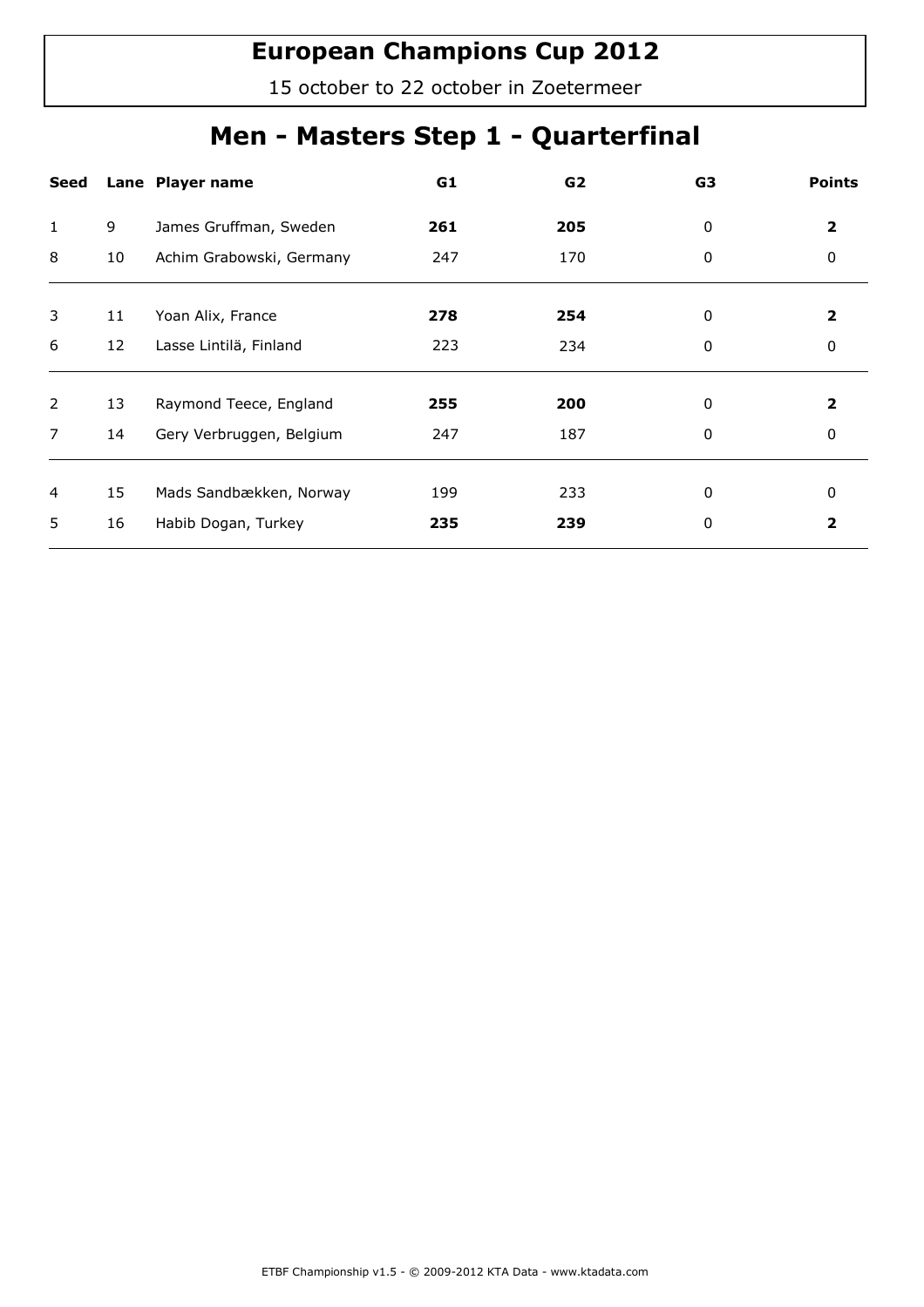# European Champions Cup 2012

15 october to 22 october in Zoetermeer

## Men - Masters Step 1 - Quarterfinal

| Seed | Lane | Player name | G1 | G2 | G3 | Points |
|---|---|---|---|---|---|---|
| 1 | 9 | James Gruffman, Sweden | **261** | **205** | 0 | **2** |
| 8 | 10 | Achim Grabowski, Germany | 247 | 170 | 0 | 0 |
| 3 | 11 | Yoan Alix, France | **278** | **254** | 0 | **2** |
| 6 | 12 | Lasse Lintilä, Finland | 223 | 234 | 0 | 0 |
| 2 | 13 | Raymond Teece, England | **255** | **200** | 0 | **2** |
| 7 | 14 | Gery Verbruggen, Belgium | 247 | 187 | 0 | 0 |
| 4 | 15 | Mads Sandbækken, Norway | 199 | 233 | 0 | 0 |
| 5 | 16 | Habib Dogan, Turkey | **235** | **239** | 0 | **2** |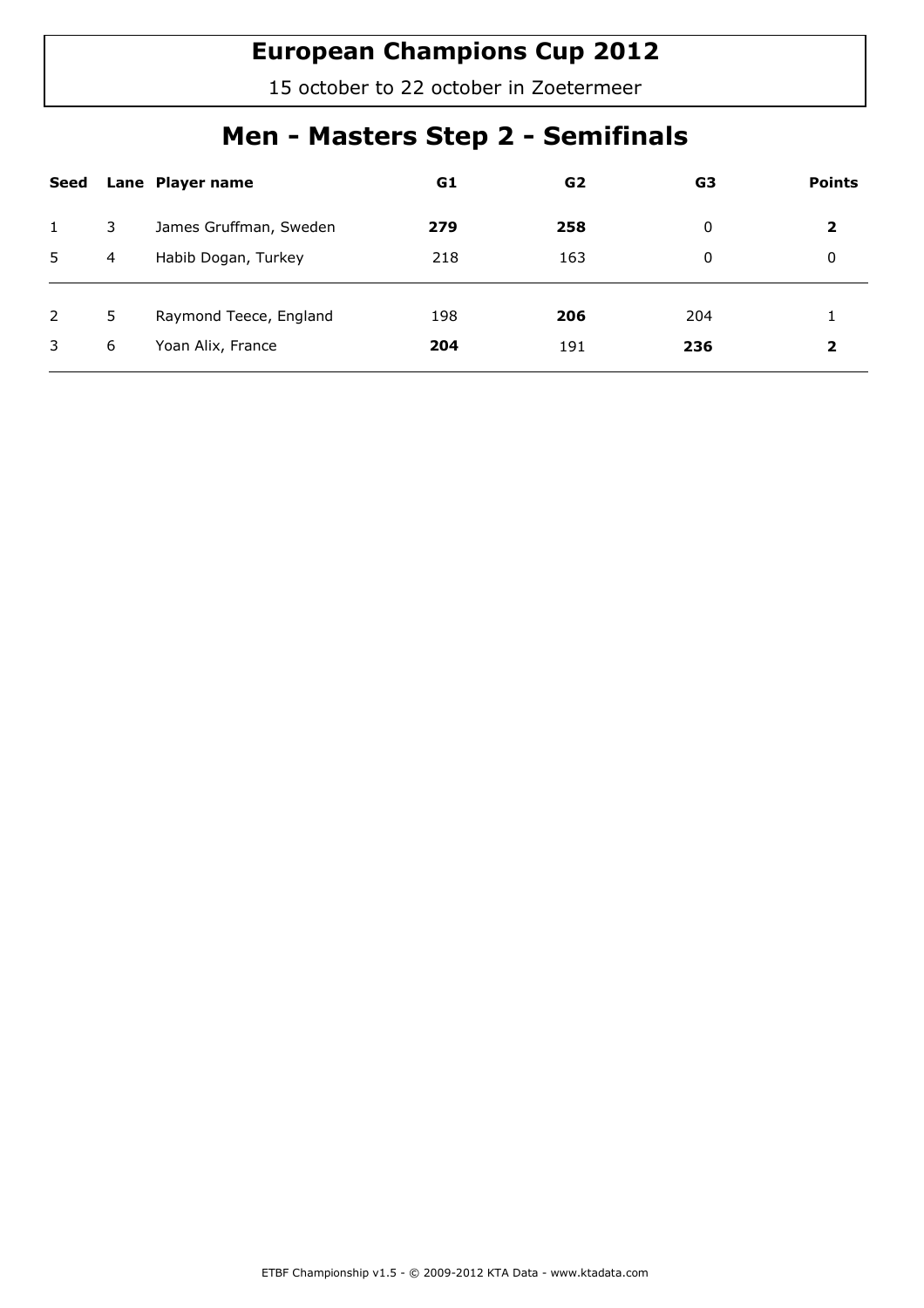# European Champions Cup 2012

15 october to 22 october in Zoetermeer

## Men - Masters Step 2 - Semifinals

| Seed | Lane | Player name | G1 | G2 | G3 | Points |
|---|---|---|---|---|---|---|
| 1 | 3 | James Gruffman, Sweden | **279** | **258** | 0 | **2** |
| 5 | 4 | Habib Dogan, Turkey | 218 | 163 | 0 | 0 |
| 2 | 5 | Raymond Teece, England | 198 | **206** | 204 | 1 |
| 3 | 6 | Yoan Alix, France | **204** | 191 | **236** | **2** |

ETBF Championship v1.5 - © 2009-2012 KTA Data - www.ktadata.com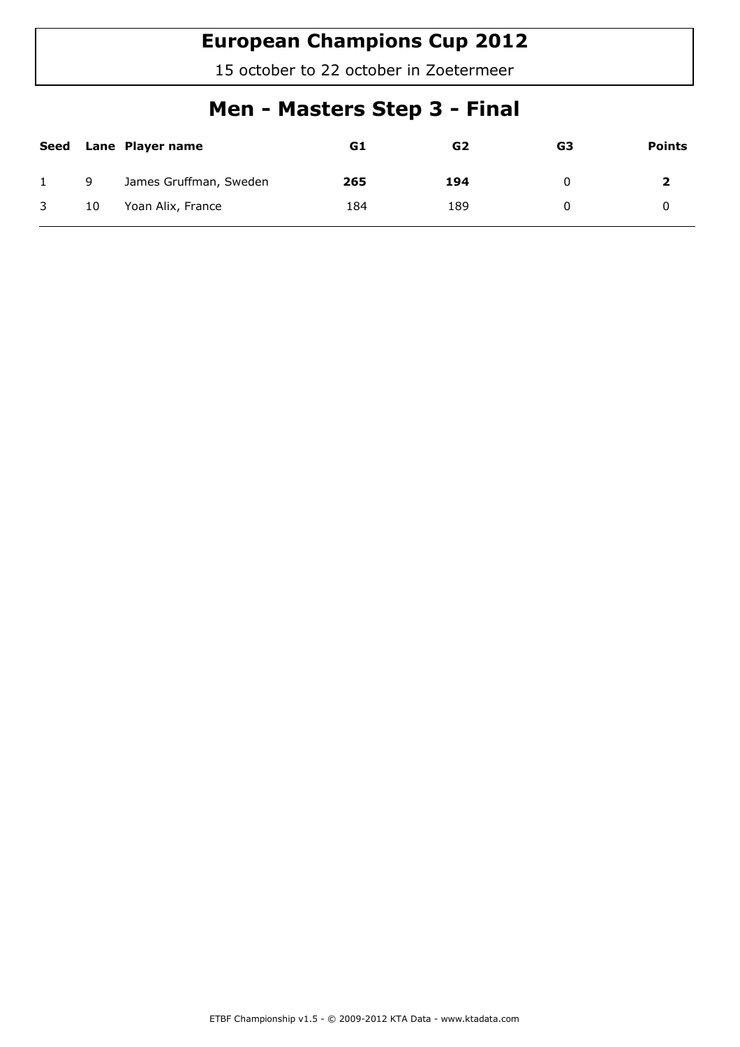# European Champions Cup 2012

15 october to 22 october in Zoetermeer

## Men - Masters Step 3 - Final

| Seed | Lane | Player name | G1 | G2 | G3 | Points |
|---|---|---|---|---|---|---|
| 1 | 9 | James Gruffman, Sweden | **265** | **194** | 0 | **2** |
| 3 | 10 | Yoan Alix, France | 184 | 189 | 0 | 0 |

ETBF Championship v1.5 - © 2009-2012 KTA Data - www.ktadata.com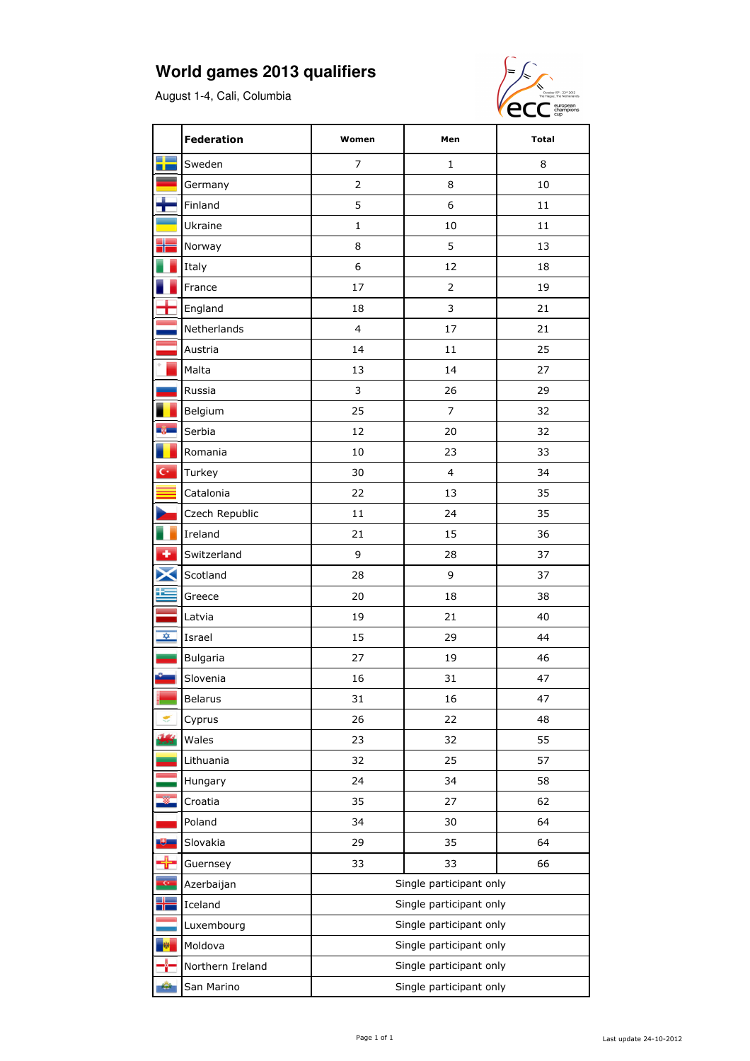# World games 2013 qualifiers

August 1-4, Cali, Columbia

| | Federation | Women | Men | Total |
|---|---|---|---|---|
| | Sweden | 7 | 1 | 8 |
| | Germany | 2 | 8 | 10 |
| | Finland | 5 | 6 | 11 |
| | Ukraine | 1 | 10 | 11 |
| | Norway | 8 | 5 | 13 |
| | Italy | 6 | 12 | 18 |
| | France | 17 | 2 | 19 |
| | England | 18 | 3 | 21 |
| | Netherlands | 4 | 17 | 21 |
| | Austria | 14 | 11 | 25 |
| | Malta | 13 | 14 | 27 |
| | Russia | 3 | 26 | 29 |
| | Belgium | 25 | 7 | 32 |
| | Serbia | 12 | 20 | 32 |
| | Romania | 10 | 23 | 33 |
| | Turkey | 30 | 4 | 34 |
| | Catalonia | 22 | 13 | 35 |
| | Czech Republic | 11 | 24 | 35 |
| | Ireland | 21 | 15 | 36 |
| | Switzerland | 9 | 28 | 37 |
| | Scotland | 28 | 9 | 37 |
| | Greece | 20 | 18 | 38 |
| | Latvia | 19 | 21 | 40 |
| | Israel | 15 | 29 | 44 |
| | Bulgaria | 27 | 19 | 46 |
| | Slovenia | 16 | 31 | 47 |
| | Belarus | 31 | 16 | 47 |
| | Cyprus | 26 | 22 | 48 |
| | Wales | 23 | 32 | 55 |
| | Lithuania | 32 | 25 | 57 |
| | Hungary | 24 | 34 | 58 |
| | Croatia | 35 | 27 | 62 |
| | Poland | 34 | 30 | 64 |
| | Slovakia | 29 | 35 | 64 |
| | Guernsey | 33 | 33 | 66 |
| | Azerbaijan | Single participant only | | |
| | Iceland | Single participant only | | |
| | Luxembourg | Single participant only | | |
| | Moldova | Single participant only | | |
| | Northern Ireland | Single participant only | | |
| | San Marino | Single participant only | | |

Last update 24-10-2012